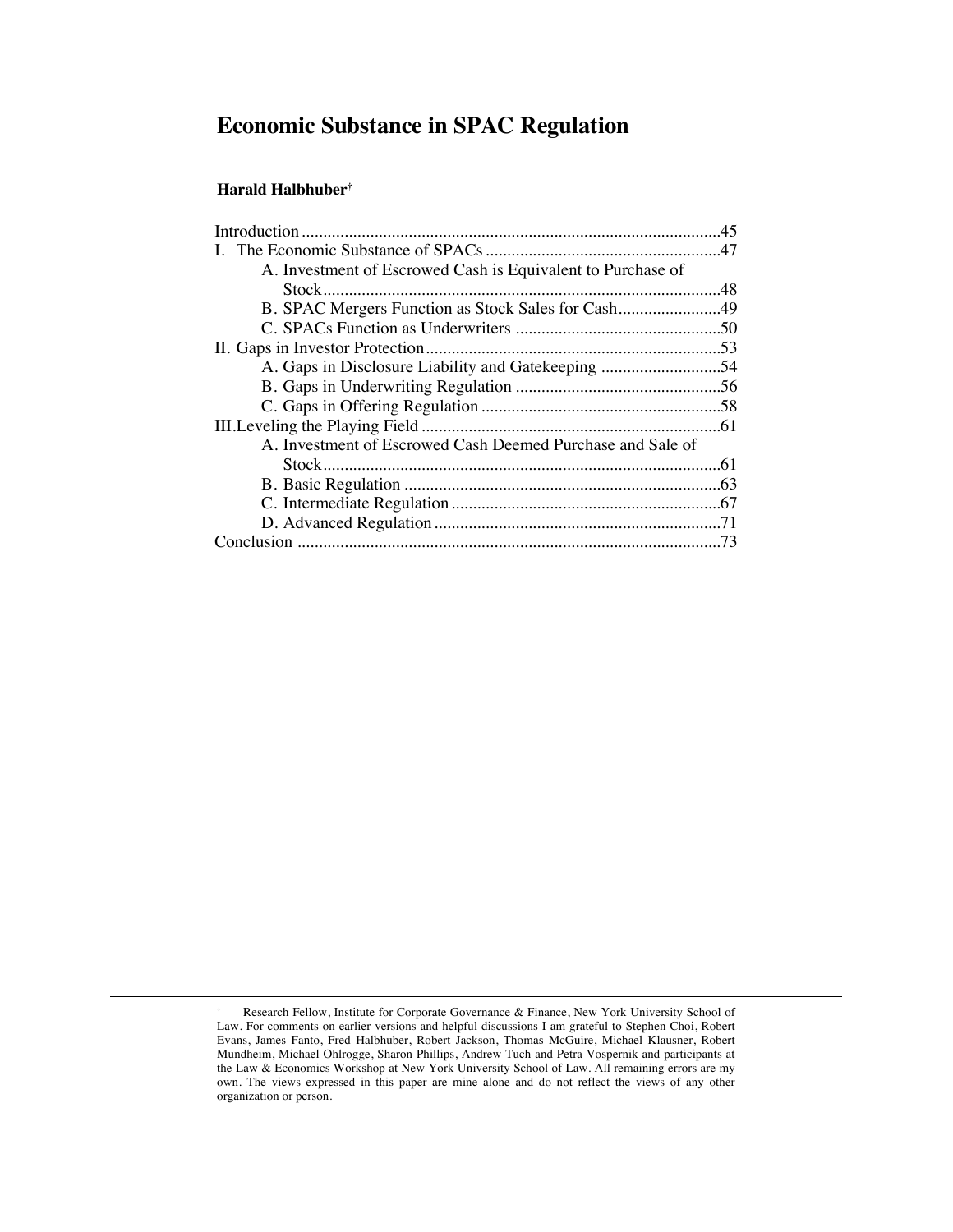# Economic Substance in SPAC Regulation

**Harald Halbhuber**[†]

Introduction .....45
I. The Economic Substance of SPACs .....47
  A. Investment of Escrowed Cash is Equivalent to Purchase of Stock .....48
  B. SPAC Mergers Function as Stock Sales for Cash .....49
  C. SPACs Function as Underwriters .....50
II. Gaps in Investor Protection .....53
  A. Gaps in Disclosure Liability and Gatekeeping .....54
  B. Gaps in Underwriting Regulation .....56
  C. Gaps in Offering Regulation .....58
III. Leveling the Playing Field .....61
  A. Investment of Escrowed Cash Deemed Purchase and Sale of Stock .....61
  B. Basic Regulation .....63
  C. Intermediate Regulation .....67
  D. Advanced Regulation .....71
Conclusion .....73

---

† Research Fellow, Institute for Corporate Governance & Finance, New York University School of Law. For comments on earlier versions and helpful discussions I am grateful to Stephen Choi, Robert Evans, James Fanto, Fred Halbhuber, Robert Jackson, Thomas McGuire, Michael Klausner, Robert Mundheim, Michael Ohlrogge, Sharon Phillips, Andrew Tuch and Petra Vospernik and participants at the Law & Economics Workshop at New York University School of Law. All remaining errors are my own. The views expressed in this paper are mine alone and do not reflect the views of any other organization or person.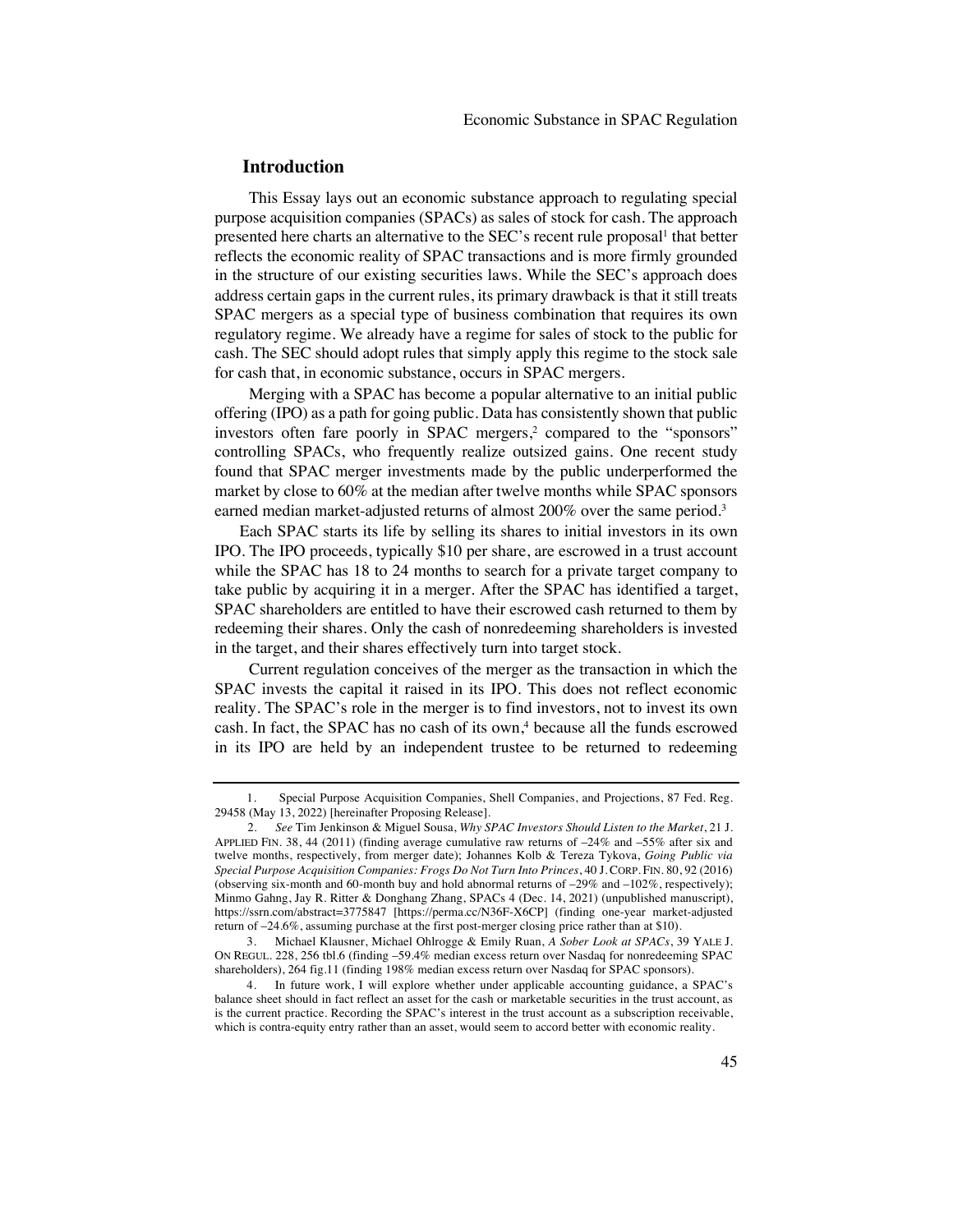## Introduction

This Essay lays out an economic substance approach to regulating special purpose acquisition companies (SPACs) as sales of stock for cash. The approach presented here charts an alternative to the SEC's recent rule proposal[1] that better reflects the economic reality of SPAC transactions and is more firmly grounded in the structure of our existing securities laws. While the SEC's approach does address certain gaps in the current rules, its primary drawback is that it still treats SPAC mergers as a special type of business combination that requires its own regulatory regime. We already have a regime for sales of stock to the public for cash. The SEC should adopt rules that simply apply this regime to the stock sale for cash that, in economic substance, occurs in SPAC mergers.

Merging with a SPAC has become a popular alternative to an initial public offering (IPO) as a path for going public. Data has consistently shown that public investors often fare poorly in SPAC mergers,[2] compared to the "sponsors" controlling SPACs, who frequently realize outsized gains. One recent study found that SPAC merger investments made by the public underperformed the market by close to 60% at the median after twelve months while SPAC sponsors earned median market-adjusted returns of almost 200% over the same period.[3]

Each SPAC starts its life by selling its shares to initial investors in its own IPO. The IPO proceeds, typically $10 per share, are escrowed in a trust account while the SPAC has 18 to 24 months to search for a private target company to take public by acquiring it in a merger. After the SPAC has identified a target, SPAC shareholders are entitled to have their escrowed cash returned to them by redeeming their shares. Only the cash of nonredeeming shareholders is invested in the target, and their shares effectively turn into target stock.

Current regulation conceives of the merger as the transaction in which the SPAC invests the capital it raised in its IPO. This does not reflect economic reality. The SPAC's role in the merger is to find investors, not to invest its own cash. In fact, the SPAC has no cash of its own,[4] because all the funds escrowed in its IPO are held by an independent trustee to be returned to redeeming

---

1. Special Purpose Acquisition Companies, Shell Companies, and Projections, 87 Fed. Reg. 29458 (May 13, 2022) [hereinafter Proposing Release].

2. *See* Tim Jenkinson & Miguel Sousa, *Why SPAC Investors Should Listen to the Market*, 21 J. APPLIED FIN. 38, 44 (2011) (finding average cumulative raw returns of –24% and –55% after six and twelve months, respectively, from merger date); Johannes Kolb & Tereza Tykova, *Going Public via Special Purpose Acquisition Companies: Frogs Do Not Turn Into Princes*, 40 J. CORP. FIN. 80, 92 (2016) (observing six-month and 60-month buy and hold abnormal returns of –29% and –102%, respectively); Minmo Gahng, Jay R. Ritter & Donghang Zhang, SPACs 4 (Dec. 14, 2021) (unpublished manuscript), https://ssrn.com/abstract=3775847 [https://perma.cc/N36F-X6CP] (finding one-year market-adjusted return of –24.6%, assuming purchase at the first post-merger closing price rather than at $10).

3. Michael Klausner, Michael Ohlrogge & Emily Ruan, *A Sober Look at SPACs*, 39 YALE J. ON REGUL. 228, 256 tbl.6 (finding –59.4% median excess return over Nasdaq for nonredeeming SPAC shareholders), 264 fig.11 (finding 198% median excess return over Nasdaq for SPAC sponsors).

4. In future work, I will explore whether under applicable accounting guidance, a SPAC's balance sheet should in fact reflect an asset for the cash or marketable securities in the trust account, as is the current practice. Recording the SPAC's interest in the trust account as a subscription receivable, which is contra-equity entry rather than an asset, would seem to accord better with economic reality.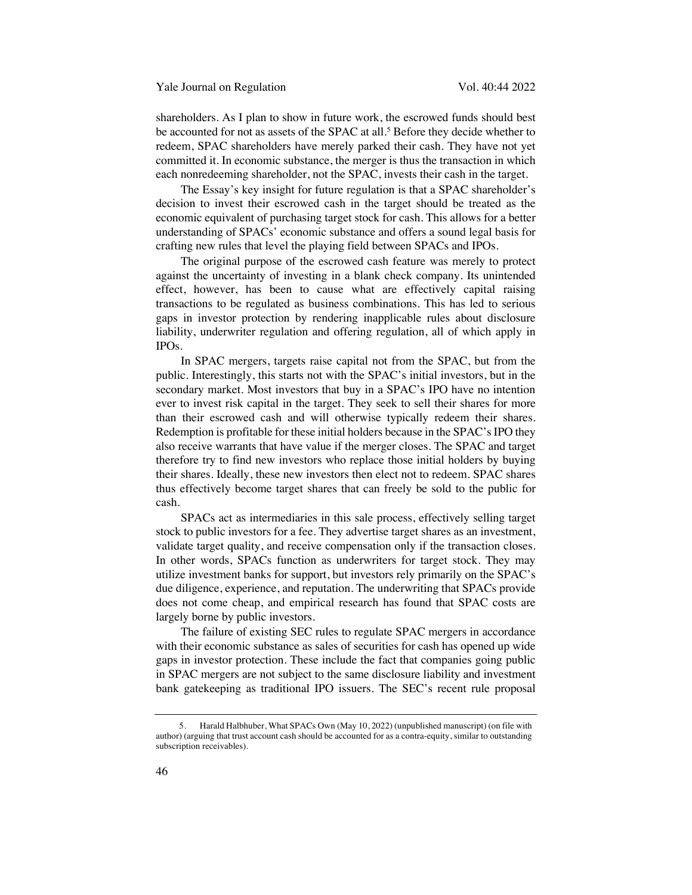shareholders. As I plan to show in future work, the escrowed funds should best be accounted for not as assets of the SPAC at all.[5] Before they decide whether to redeem, SPAC shareholders have merely parked their cash. They have not yet committed it. In economic substance, the merger is thus the transaction in which each nonredeeming shareholder, not the SPAC, invests their cash in the target.

The Essay's key insight for future regulation is that a SPAC shareholder's decision to invest their escrowed cash in the target should be treated as the economic equivalent of purchasing target stock for cash. This allows for a better understanding of SPACs' economic substance and offers a sound legal basis for crafting new rules that level the playing field between SPACs and IPOs.

The original purpose of the escrowed cash feature was merely to protect against the uncertainty of investing in a blank check company. Its unintended effect, however, has been to cause what are effectively capital raising transactions to be regulated as business combinations. This has led to serious gaps in investor protection by rendering inapplicable rules about disclosure liability, underwriter regulation and offering regulation, all of which apply in IPOs.

In SPAC mergers, targets raise capital not from the SPAC, but from the public. Interestingly, this starts not with the SPAC's initial investors, but in the secondary market. Most investors that buy in a SPAC's IPO have no intention ever to invest risk capital in the target. They seek to sell their shares for more than their escrowed cash and will otherwise typically redeem their shares. Redemption is profitable for these initial holders because in the SPAC's IPO they also receive warrants that have value if the merger closes. The SPAC and target therefore try to find new investors who replace those initial holders by buying their shares. Ideally, these new investors then elect not to redeem. SPAC shares thus effectively become target shares that can freely be sold to the public for cash.

SPACs act as intermediaries in this sale process, effectively selling target stock to public investors for a fee. They advertise target shares as an investment, validate target quality, and receive compensation only if the transaction closes. In other words, SPACs function as underwriters for target stock. They may utilize investment banks for support, but investors rely primarily on the SPAC's due diligence, experience, and reputation. The underwriting that SPACs provide does not come cheap, and empirical research has found that SPAC costs are largely borne by public investors.

The failure of existing SEC rules to regulate SPAC mergers in accordance with their economic substance as sales of securities for cash has opened up wide gaps in investor protection. These include the fact that companies going public in SPAC mergers are not subject to the same disclosure liability and investment bank gatekeeping as traditional IPO issuers. The SEC's recent rule proposal

---

5. Harald Halbhuber, What SPACs Own (May 10, 2022) (unpublished manuscript) (on file with author) (arguing that trust account cash should be accounted for as a contra-equity, similar to outstanding subscription receivables).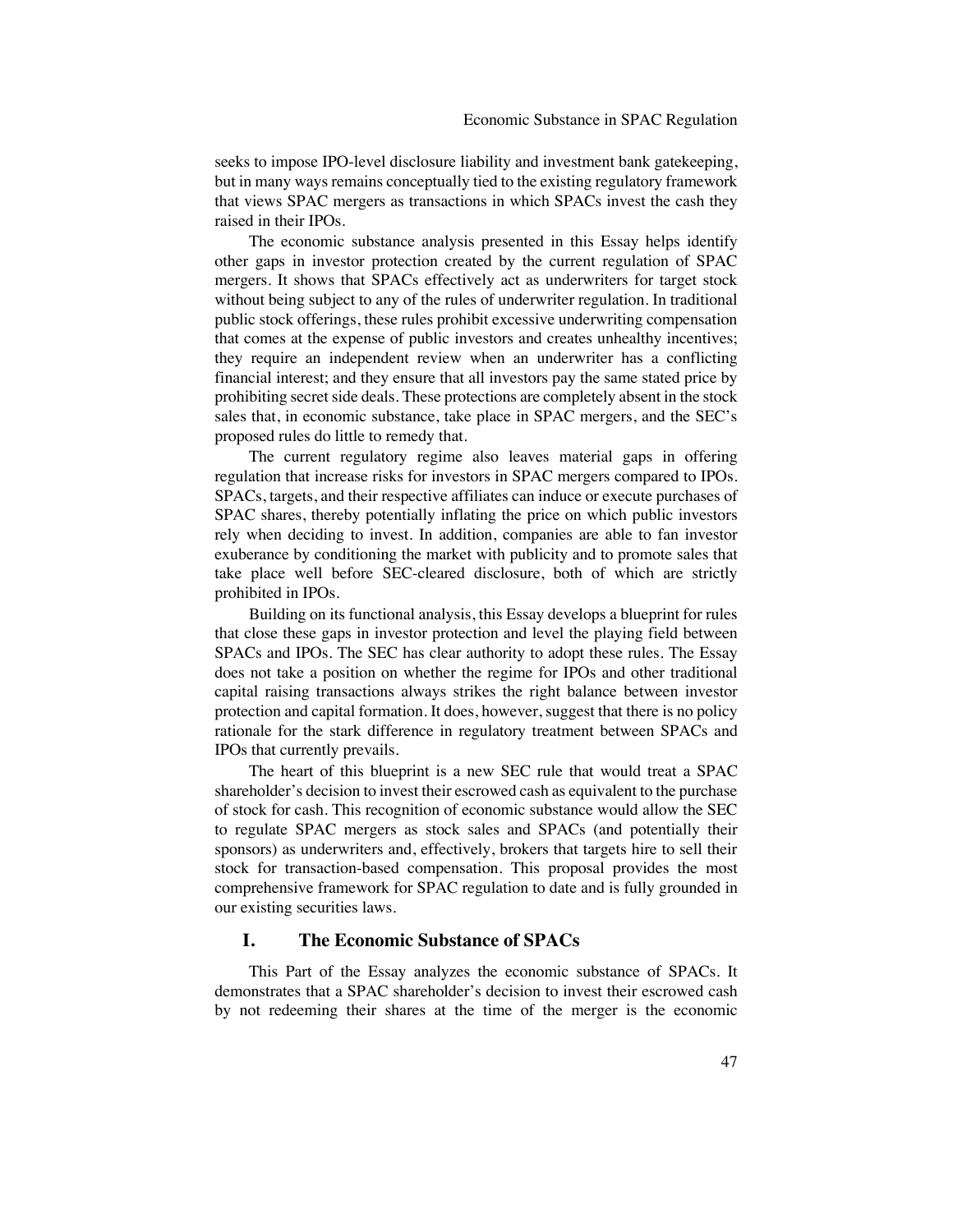seeks to impose IPO-level disclosure liability and investment bank gatekeeping, but in many ways remains conceptually tied to the existing regulatory framework that views SPAC mergers as transactions in which SPACs invest the cash they raised in their IPOs.

The economic substance analysis presented in this Essay helps identify other gaps in investor protection created by the current regulation of SPAC mergers. It shows that SPACs effectively act as underwriters for target stock without being subject to any of the rules of underwriter regulation. In traditional public stock offerings, these rules prohibit excessive underwriting compensation that comes at the expense of public investors and creates unhealthy incentives; they require an independent review when an underwriter has a conflicting financial interest; and they ensure that all investors pay the same stated price by prohibiting secret side deals. These protections are completely absent in the stock sales that, in economic substance, take place in SPAC mergers, and the SEC's proposed rules do little to remedy that.

The current regulatory regime also leaves material gaps in offering regulation that increase risks for investors in SPAC mergers compared to IPOs. SPACs, targets, and their respective affiliates can induce or execute purchases of SPAC shares, thereby potentially inflating the price on which public investors rely when deciding to invest. In addition, companies are able to fan investor exuberance by conditioning the market with publicity and to promote sales that take place well before SEC-cleared disclosure, both of which are strictly prohibited in IPOs.

Building on its functional analysis, this Essay develops a blueprint for rules that close these gaps in investor protection and level the playing field between SPACs and IPOs. The SEC has clear authority to adopt these rules. The Essay does not take a position on whether the regime for IPOs and other traditional capital raising transactions always strikes the right balance between investor protection and capital formation. It does, however, suggest that there is no policy rationale for the stark difference in regulatory treatment between SPACs and IPOs that currently prevails.

The heart of this blueprint is a new SEC rule that would treat a SPAC shareholder's decision to invest their escrowed cash as equivalent to the purchase of stock for cash. This recognition of economic substance would allow the SEC to regulate SPAC mergers as stock sales and SPACs (and potentially their sponsors) as underwriters and, effectively, brokers that targets hire to sell their stock for transaction-based compensation. This proposal provides the most comprehensive framework for SPAC regulation to date and is fully grounded in our existing securities laws.

## I. The Economic Substance of SPACs

This Part of the Essay analyzes the economic substance of SPACs. It demonstrates that a SPAC shareholder's decision to invest their escrowed cash by not redeeming their shares at the time of the merger is the economic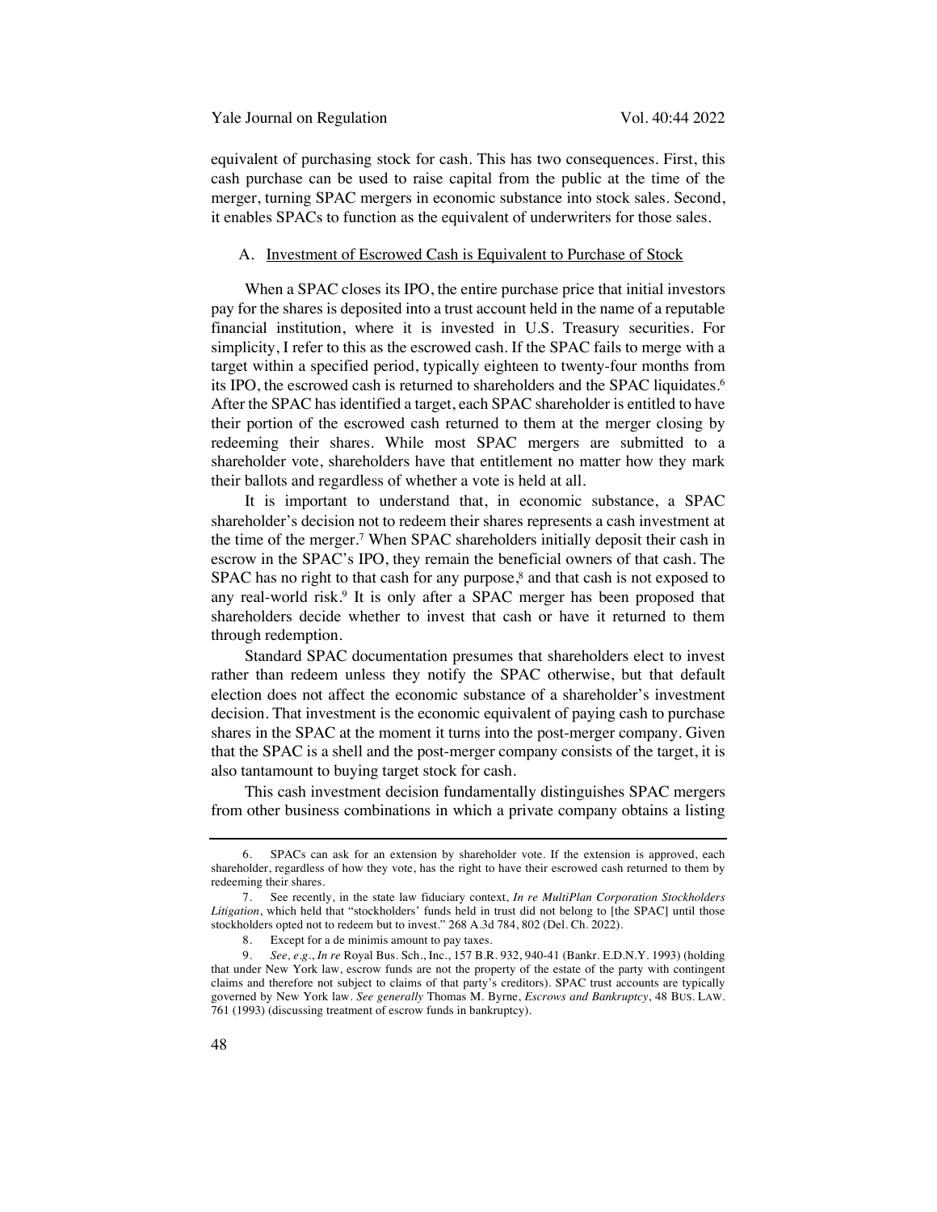equivalent of purchasing stock for cash. This has two consequences. First, this cash purchase can be used to raise capital from the public at the time of the merger, turning SPAC mergers in economic substance into stock sales. Second, it enables SPACs to function as the equivalent of underwriters for those sales.

### A. Investment of Escrowed Cash is Equivalent to Purchase of Stock

When a SPAC closes its IPO, the entire purchase price that initial investors pay for the shares is deposited into a trust account held in the name of a reputable financial institution, where it is invested in U.S. Treasury securities. For simplicity, I refer to this as the escrowed cash. If the SPAC fails to merge with a target within a specified period, typically eighteen to twenty-four months from its IPO, the escrowed cash is returned to shareholders and the SPAC liquidates.[6] After the SPAC has identified a target, each SPAC shareholder is entitled to have their portion of the escrowed cash returned to them at the merger closing by redeeming their shares. While most SPAC mergers are submitted to a shareholder vote, shareholders have that entitlement no matter how they mark their ballots and regardless of whether a vote is held at all.

It is important to understand that, in economic substance, a SPAC shareholder's decision not to redeem their shares represents a cash investment at the time of the merger.[7] When SPAC shareholders initially deposit their cash in escrow in the SPAC's IPO, they remain the beneficial owners of that cash. The SPAC has no right to that cash for any purpose,[8] and that cash is not exposed to any real-world risk.[9] It is only after a SPAC merger has been proposed that shareholders decide whether to invest that cash or have it returned to them through redemption.

Standard SPAC documentation presumes that shareholders elect to invest rather than redeem unless they notify the SPAC otherwise, but that default election does not affect the economic substance of a shareholder's investment decision. That investment is the economic equivalent of paying cash to purchase shares in the SPAC at the moment it turns into the post-merger company. Given that the SPAC is a shell and the post-merger company consists of the target, it is also tantamount to buying target stock for cash.

This cash investment decision fundamentally distinguishes SPAC mergers from other business combinations in which a private company obtains a listing

---

6. SPACs can ask for an extension by shareholder vote. If the extension is approved, each shareholder, regardless of how they vote, has the right to have their escrowed cash returned to them by redeeming their shares.

7. See recently, in the state law fiduciary context, *In re MultiPlan Corporation Stockholders Litigation*, which held that "stockholders' funds held in trust did not belong to [the SPAC] until those stockholders opted not to redeem but to invest." 268 A.3d 784, 802 (Del. Ch. 2022).

8. Except for a de minimis amount to pay taxes.

9. *See, e.g.*, *In re* Royal Bus. Sch., Inc., 157 B.R. 932, 940-41 (Bankr. E.D.N.Y. 1993) (holding that under New York law, escrow funds are not the property of the estate of the party with contingent claims and therefore not subject to claims of that party's creditors). SPAC trust accounts are typically governed by New York law. *See generally* Thomas M. Byrne, *Escrows and Bankruptcy*, 48 BUS. LAW. 761 (1993) (discussing treatment of escrow funds in bankruptcy).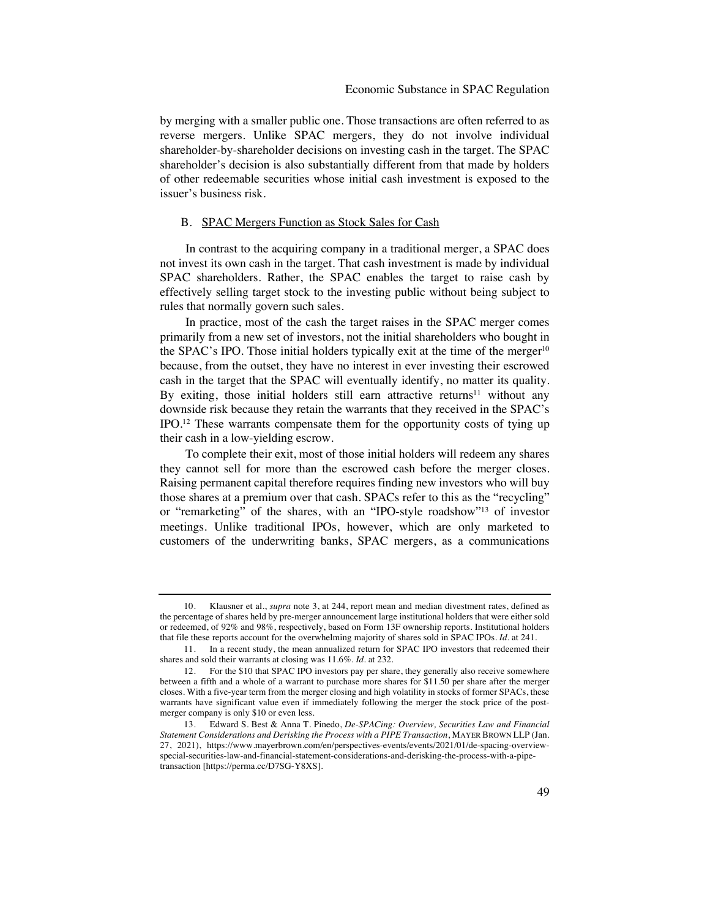by merging with a smaller public one. Those transactions are often referred to as reverse mergers. Unlike SPAC mergers, they do not involve individual shareholder-by-shareholder decisions on investing cash in the target. The SPAC shareholder's decision is also substantially different from that made by holders of other redeemable securities whose initial cash investment is exposed to the issuer's business risk.

### B. SPAC Mergers Function as Stock Sales for Cash

In contrast to the acquiring company in a traditional merger, a SPAC does not invest its own cash in the target. That cash investment is made by individual SPAC shareholders. Rather, the SPAC enables the target to raise cash by effectively selling target stock to the investing public without being subject to rules that normally govern such sales.

In practice, most of the cash the target raises in the SPAC merger comes primarily from a new set of investors, not the initial shareholders who bought in the SPAC's IPO. Those initial holders typically exit at the time of the merger[10] because, from the outset, they have no interest in ever investing their escrowed cash in the target that the SPAC will eventually identify, no matter its quality. By exiting, those initial holders still earn attractive returns[11] without any downside risk because they retain the warrants that they received in the SPAC's IPO.[12] These warrants compensate them for the opportunity costs of tying up their cash in a low-yielding escrow.

To complete their exit, most of those initial holders will redeem any shares they cannot sell for more than the escrowed cash before the merger closes. Raising permanent capital therefore requires finding new investors who will buy those shares at a premium over that cash. SPACs refer to this as the "recycling" or "remarketing" of the shares, with an "IPO-style roadshow"[13] of investor meetings. Unlike traditional IPOs, however, which are only marketed to customers of the underwriting banks, SPAC mergers, as a communications

---

10. Klausner et al., *supra* note 3, at 244, report mean and median divestment rates, defined as the percentage of shares held by pre-merger announcement large institutional holders that were either sold or redeemed, of 92% and 98%, respectively, based on Form 13F ownership reports. Institutional holders that file these reports account for the overwhelming majority of shares sold in SPAC IPOs. *Id.* at 241.

11. In a recent study, the mean annualized return for SPAC IPO investors that redeemed their shares and sold their warrants at closing was 11.6%. *Id.* at 232.

12. For the $10 that SPAC IPO investors pay per share, they generally also receive somewhere between a fifth and a whole of a warrant to purchase more shares for $11.50 per share after the merger closes. With a five-year term from the merger closing and high volatility in stocks of former SPACs, these warrants have significant value even if immediately following the merger the stock price of the post-merger company is only $10 or even less.

13. Edward S. Best & Anna T. Pinedo, *De-SPACing: Overview, Securities Law and Financial Statement Considerations and Derisking the Process with a PIPE Transaction*, MAYER BROWN LLP (Jan. 27, 2021), https://www.mayerbrown.com/en/perspectives-events/events/2021/01/de-spacing-overview-special-securities-law-and-financial-statement-considerations-and-derisking-the-process-with-a-pipe-transaction [https://perma.cc/D7SG-Y8XS].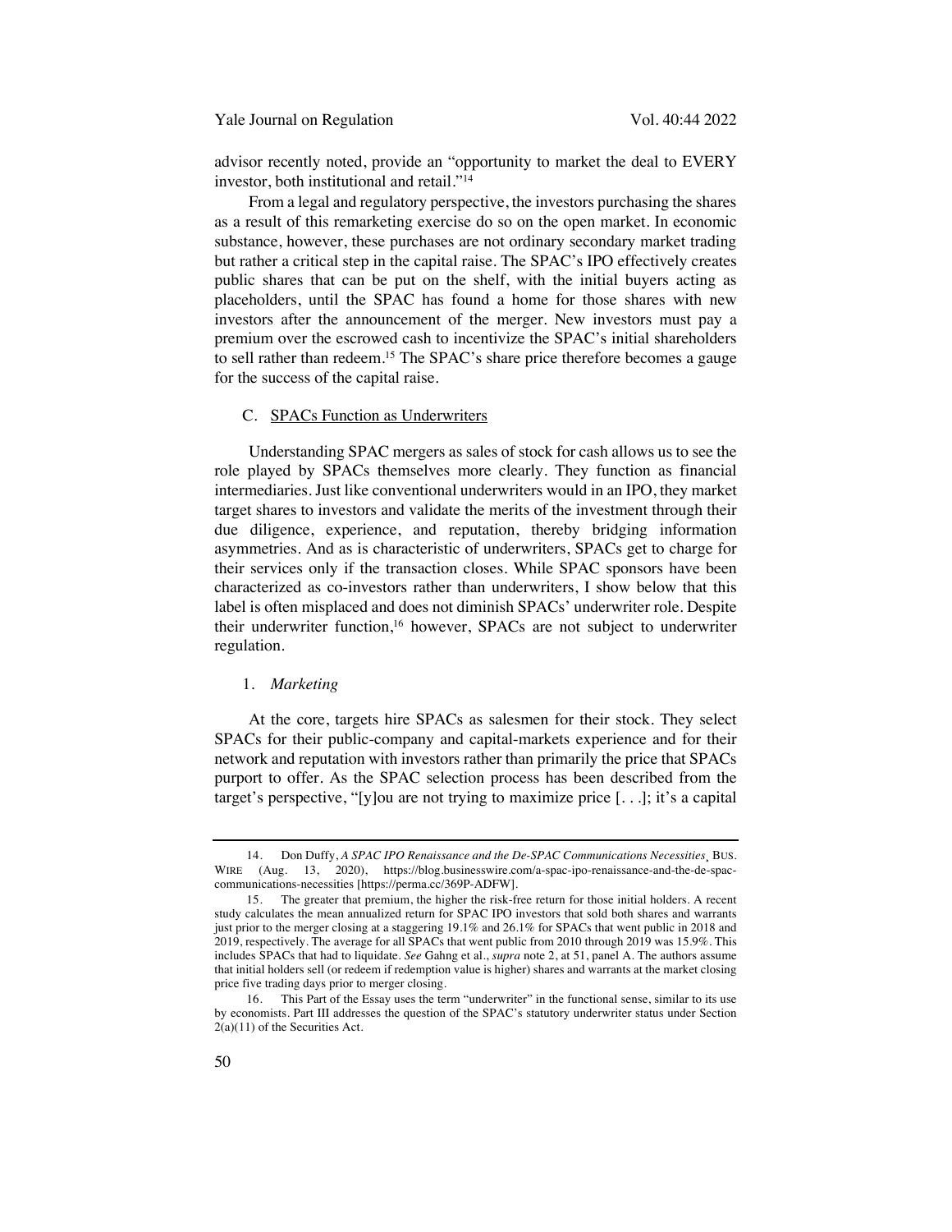advisor recently noted, provide an "opportunity to market the deal to EVERY investor, both institutional and retail."[14]

From a legal and regulatory perspective, the investors purchasing the shares as a result of this remarketing exercise do so on the open market. In economic substance, however, these purchases are not ordinary secondary market trading but rather a critical step in the capital raise. The SPAC's IPO effectively creates public shares that can be put on the shelf, with the initial buyers acting as placeholders, until the SPAC has found a home for those shares with new investors after the announcement of the merger. New investors must pay a premium over the escrowed cash to incentivize the SPAC's initial shareholders to sell rather than redeem.[15] The SPAC's share price therefore becomes a gauge for the success of the capital raise.

### C. SPACs Function as Underwriters

Understanding SPAC mergers as sales of stock for cash allows us to see the role played by SPACs themselves more clearly. They function as financial intermediaries. Just like conventional underwriters would in an IPO, they market target shares to investors and validate the merits of the investment through their due diligence, experience, and reputation, thereby bridging information asymmetries. And as is characteristic of underwriters, SPACs get to charge for their services only if the transaction closes. While SPAC sponsors have been characterized as co-investors rather than underwriters, I show below that this label is often misplaced and does not diminish SPACs' underwriter role. Despite their underwriter function,[16] however, SPACs are not subject to underwriter regulation.

#### 1. *Marketing*

At the core, targets hire SPACs as salesmen for their stock. They select SPACs for their public-company and capital-markets experience and for their network and reputation with investors rather than primarily the price that SPACs purport to offer. As the SPAC selection process has been described from the target's perspective, "[y]ou are not trying to maximize price [. . .]; it's a capital

---

14. Don Duffy, *A SPAC IPO Renaissance and the De-SPAC Communications Necessities*, BUS. WIRE (Aug. 13, 2020), https://blog.businesswire.com/a-spac-ipo-renaissance-and-the-de-spac-communications-necessities [https://perma.cc/369P-ADFW].

15. The greater that premium, the higher the risk-free return for those initial holders. A recent study calculates the mean annualized return for SPAC IPO investors that sold both shares and warrants just prior to the merger closing at a staggering 19.1% and 26.1% for SPACs that went public in 2018 and 2019, respectively. The average for all SPACs that went public from 2010 through 2019 was 15.9%. This includes SPACs that had to liquidate. *See* Gahng et al., *supra* note 2, at 51, panel A. The authors assume that initial holders sell (or redeem if redemption value is higher) shares and warrants at the market closing price five trading days prior to merger closing.

16. This Part of the Essay uses the term "underwriter" in the functional sense, similar to its use by economists. Part III addresses the question of the SPAC's statutory underwriter status under Section 2(a)(11) of the Securities Act.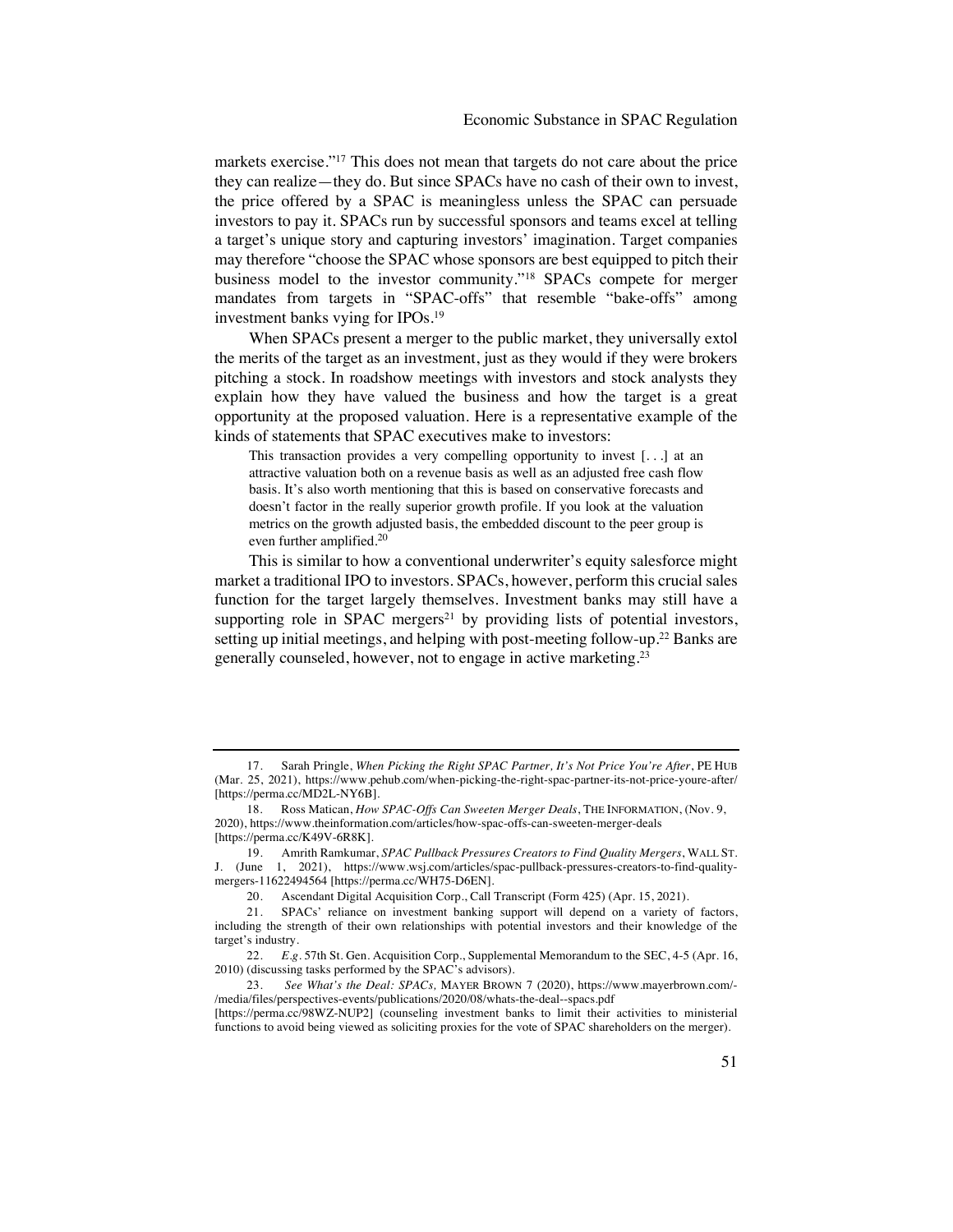markets exercise."[17] This does not mean that targets do not care about the price they can realize—they do. But since SPACs have no cash of their own to invest, the price offered by a SPAC is meaningless unless the SPAC can persuade investors to pay it. SPACs run by successful sponsors and teams excel at telling a target's unique story and capturing investors' imagination. Target companies may therefore "choose the SPAC whose sponsors are best equipped to pitch their business model to the investor community."[18] SPACs compete for merger mandates from targets in "SPAC-offs" that resemble "bake-offs" among investment banks vying for IPOs.[19]

When SPACs present a merger to the public market, they universally extol the merits of the target as an investment, just as they would if they were brokers pitching a stock. In roadshow meetings with investors and stock analysts they explain how they have valued the business and how the target is a great opportunity at the proposed valuation. Here is a representative example of the kinds of statements that SPAC executives make to investors:

> This transaction provides a very compelling opportunity to invest [. . .] at an attractive valuation both on a revenue basis as well as an adjusted free cash flow basis. It's also worth mentioning that this is based on conservative forecasts and doesn't factor in the really superior growth profile. If you look at the valuation metrics on the growth adjusted basis, the embedded discount to the peer group is even further amplified.[20]

This is similar to how a conventional underwriter's equity salesforce might market a traditional IPO to investors. SPACs, however, perform this crucial sales function for the target largely themselves. Investment banks may still have a supporting role in SPAC mergers[21] by providing lists of potential investors, setting up initial meetings, and helping with post-meeting follow-up.[22] Banks are generally counseled, however, not to engage in active marketing.[23]

---

17. Sarah Pringle, *When Picking the Right SPAC Partner, It's Not Price You're After*, PE HUB (Mar. 25, 2021), https://www.pehub.com/when-picking-the-right-spac-partner-its-not-price-youre-after/ [https://perma.cc/MD2L-NY6B].

18. Ross Matican, *How SPAC-Offs Can Sweeten Merger Deals*, THE INFORMATION, (Nov. 9, 2020), https://www.theinformation.com/articles/how-spac-offs-can-sweeten-merger-deals [https://perma.cc/K49V-6R8K].

19. Amrith Ramkumar, *SPAC Pullback Pressures Creators to Find Quality Mergers*, WALL ST. J. (June 1, 2021), https://www.wsj.com/articles/spac-pullback-pressures-creators-to-find-quality-mergers-11622494564 [https://perma.cc/WH75-D6EN].

20. Ascendant Digital Acquisition Corp., Call Transcript (Form 425) (Apr. 15, 2021).

21. SPACs' reliance on investment banking support will depend on a variety of factors, including the strength of their own relationships with potential investors and their knowledge of the target's industry.

22. *E.g.* 57th St. Gen. Acquisition Corp., Supplemental Memorandum to the SEC, 4-5 (Apr. 16, 2010) (discussing tasks performed by the SPAC's advisors).

23. *See What's the Deal: SPACs,* MAYER BROWN 7 (2020), https://www.mayerbrown.com/-/media/files/perspectives-events/publications/2020/08/whats-the-deal--spacs.pdf [https://perma.cc/98WZ-NUP2] (counseling investment banks to limit their activities to ministerial functions to avoid being viewed as soliciting proxies for the vote of SPAC shareholders on the merger).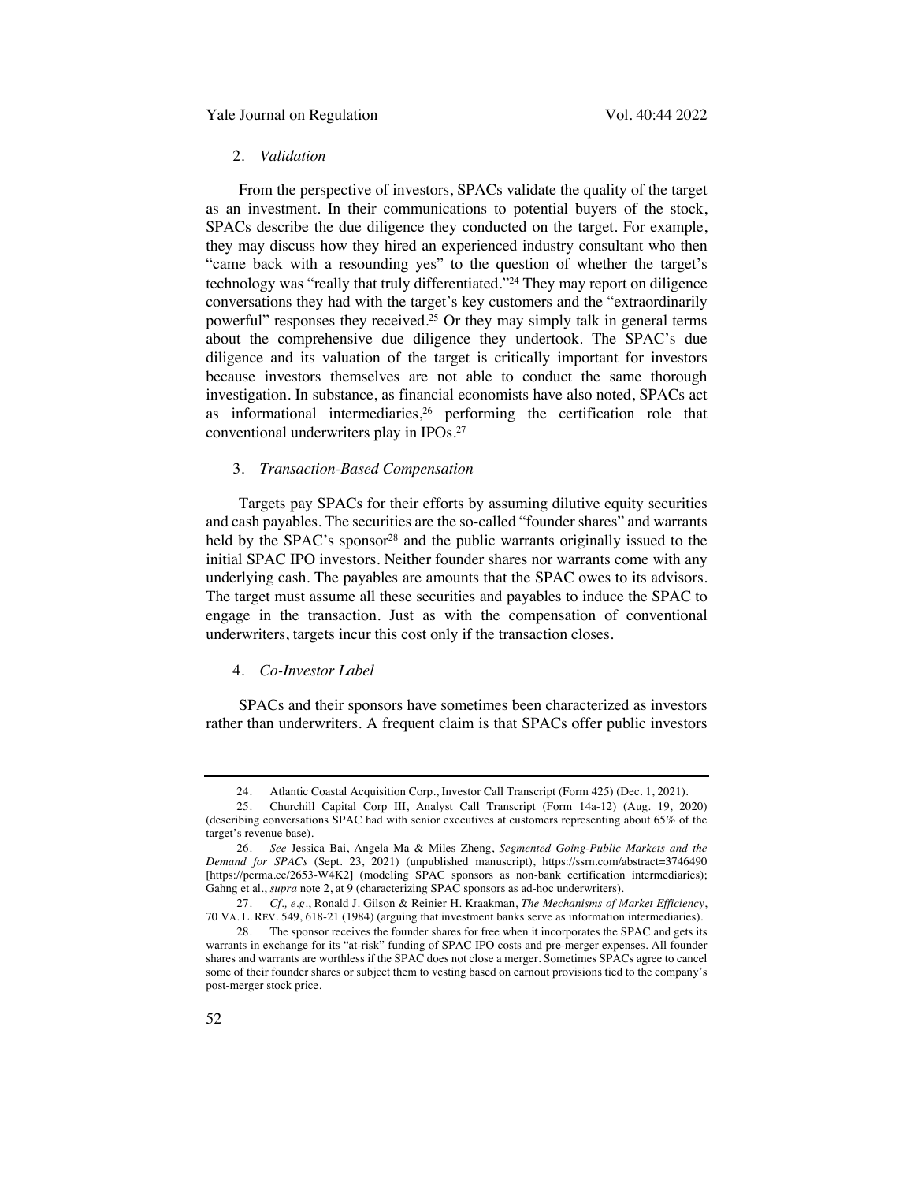### 2. *Validation*

From the perspective of investors, SPACs validate the quality of the target as an investment. In their communications to potential buyers of the stock, SPACs describe the due diligence they conducted on the target. For example, they may discuss how they hired an experienced industry consultant who then "came back with a resounding yes" to the question of whether the target's technology was "really that truly differentiated."[24] They may report on diligence conversations they had with the target's key customers and the "extraordinarily powerful" responses they received.[25] Or they may simply talk in general terms about the comprehensive due diligence they undertook. The SPAC's due diligence and its valuation of the target is critically important for investors because investors themselves are not able to conduct the same thorough investigation. In substance, as financial economists have also noted, SPACs act as informational intermediaries,[26] performing the certification role that conventional underwriters play in IPOs.[27]

### 3. *Transaction-Based Compensation*

Targets pay SPACs for their efforts by assuming dilutive equity securities and cash payables. The securities are the so-called "founder shares" and warrants held by the SPAC's sponsor[28] and the public warrants originally issued to the initial SPAC IPO investors. Neither founder shares nor warrants come with any underlying cash. The payables are amounts that the SPAC owes to its advisors. The target must assume all these securities and payables to induce the SPAC to engage in the transaction. Just as with the compensation of conventional underwriters, targets incur this cost only if the transaction closes.

### 4. *Co-Investor Label*

SPACs and their sponsors have sometimes been characterized as investors rather than underwriters. A frequent claim is that SPACs offer public investors

---

24. Atlantic Coastal Acquisition Corp., Investor Call Transcript (Form 425) (Dec. 1, 2021).

25. Churchill Capital Corp III, Analyst Call Transcript (Form 14a-12) (Aug. 19, 2020) (describing conversations SPAC had with senior executives at customers representing about 65% of the target's revenue base).

26. *See* Jessica Bai, Angela Ma & Miles Zheng, *Segmented Going-Public Markets and the Demand for SPACs* (Sept. 23, 2021) (unpublished manuscript), https://ssrn.com/abstract=3746490 [https://perma.cc/2653-W4K2] (modeling SPAC sponsors as non-bank certification intermediaries); Gahng et al., *supra* note 2, at 9 (characterizing SPAC sponsors as ad-hoc underwriters).

27. *Cf., e.g.*, Ronald J. Gilson & Reinier H. Kraakman, *The Mechanisms of Market Efficiency*, 70 VA. L. REV. 549, 618-21 (1984) (arguing that investment banks serve as information intermediaries).

28. The sponsor receives the founder shares for free when it incorporates the SPAC and gets its warrants in exchange for its "at-risk" funding of SPAC IPO costs and pre-merger expenses. All founder shares and warrants are worthless if the SPAC does not close a merger. Sometimes SPACs agree to cancel some of their founder shares or subject them to vesting based on earnout provisions tied to the company's post-merger stock price.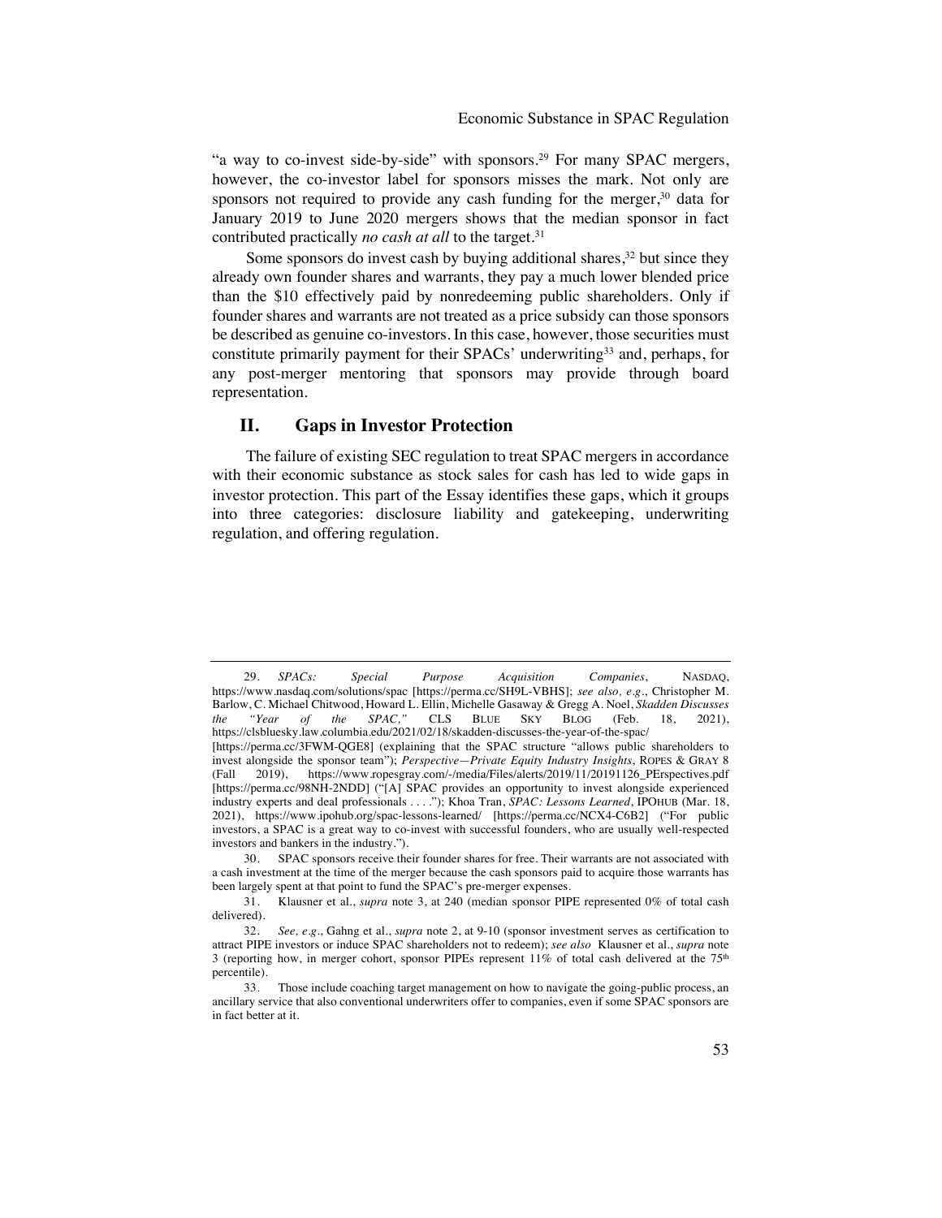"a way to co-invest side-by-side" with sponsors.[29] For many SPAC mergers, however, the co-investor label for sponsors misses the mark. Not only are sponsors not required to provide any cash funding for the merger,[30] data for January 2019 to June 2020 mergers shows that the median sponsor in fact contributed practically *no cash at all* to the target.[31]

Some sponsors do invest cash by buying additional shares,[32] but since they already own founder shares and warrants, they pay a much lower blended price than the $10 effectively paid by nonredeeming public shareholders. Only if founder shares and warrants are not treated as a price subsidy can those sponsors be described as genuine co-investors. In this case, however, those securities must constitute primarily payment for their SPACs' underwriting[33] and, perhaps, for any post-merger mentoring that sponsors may provide through board representation.

## II. Gaps in Investor Protection

The failure of existing SEC regulation to treat SPAC mergers in accordance with their economic substance as stock sales for cash has led to wide gaps in investor protection. This part of the Essay identifies these gaps, which it groups into three categories: disclosure liability and gatekeeping, underwriting regulation, and offering regulation.

---

29. *SPACs: Special Purpose Acquisition Companies*, NASDAQ, https://www.nasdaq.com/solutions/spac [https://perma.cc/SH9L-VBHS]; *see also, e.g.*, Christopher M. Barlow, C. Michael Chitwood, Howard L. Ellin, Michelle Gasaway & Gregg A. Noel, *Skadden Discusses the "Year of the SPAC,"* CLS BLUE SKY BLOG (Feb. 18, 2021), https://clsbluesky.law.columbia.edu/2021/02/18/skadden-discusses-the-year-of-the-spac/ [https://perma.cc/3FWM-QGE8] (explaining that the SPAC structure "allows public shareholders to invest alongside the sponsor team"); *Perspective—Private Equity Industry Insights*, ROPES & GRAY 8 (Fall 2019), https://www.ropesgray.com/-/media/Files/alerts/2019/11/20191126_PErspectives.pdf [https://perma.cc/98NH-2NDD] ("[A] SPAC provides an opportunity to invest alongside experienced industry experts and deal professionals . . . ."); Khoa Tran, *SPAC: Lessons Learned*, IPOHUB (Mar. 18, 2021), https://www.ipohub.org/spac-lessons-learned/ [https://perma.cc/NCX4-C6B2] ("For public investors, a SPAC is a great way to co-invest with successful founders, who are usually well-respected investors and bankers in the industry.").

30. SPAC sponsors receive their founder shares for free. Their warrants are not associated with a cash investment at the time of the merger because the cash sponsors paid to acquire those warrants has been largely spent at that point to fund the SPAC's pre-merger expenses.

31. Klausner et al., *supra* note 3, at 240 (median sponsor PIPE represented 0% of total cash delivered).

32. *See, e.g.*, Gahng et al., *supra* note 2, at 9-10 (sponsor investment serves as certification to attract PIPE investors or induce SPAC shareholders not to redeem); *see also* Klausner et al., *supra* note 3 (reporting how, in merger cohort, sponsor PIPEs represent 11% of total cash delivered at the 75th percentile).

33. Those include coaching target management on how to navigate the going-public process, an ancillary service that also conventional underwriters offer to companies, even if some SPAC sponsors are in fact better at it.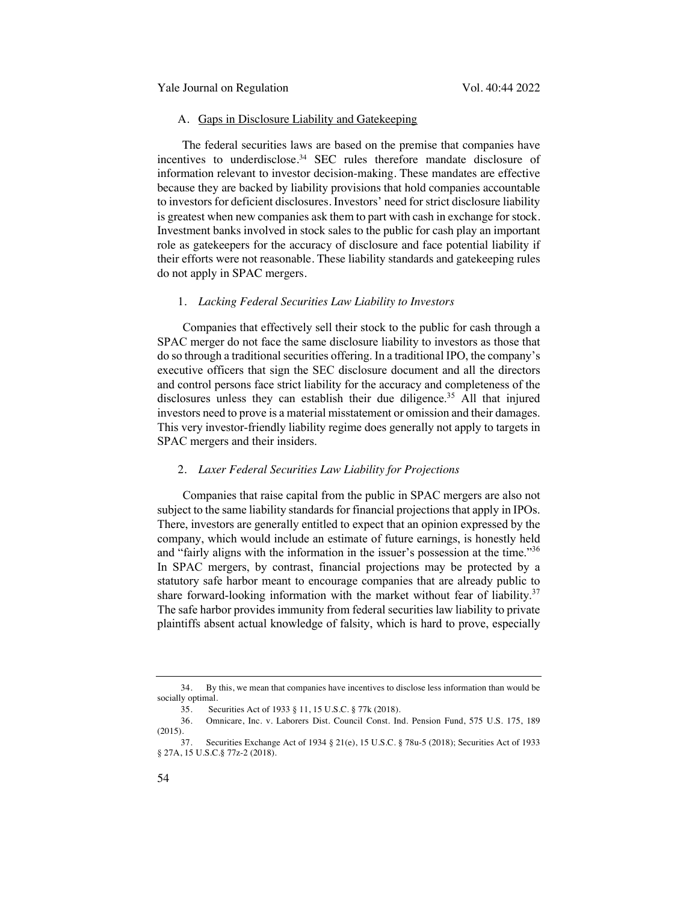### A. Gaps in Disclosure Liability and Gatekeeping

The federal securities laws are based on the premise that companies have incentives to underdisclose.[34] SEC rules therefore mandate disclosure of information relevant to investor decision-making. These mandates are effective because they are backed by liability provisions that hold companies accountable to investors for deficient disclosures. Investors' need for strict disclosure liability is greatest when new companies ask them to part with cash in exchange for stock. Investment banks involved in stock sales to the public for cash play an important role as gatekeepers for the accuracy of disclosure and face potential liability if their efforts were not reasonable. These liability standards and gatekeeping rules do not apply in SPAC mergers.

#### 1. *Lacking Federal Securities Law Liability to Investors*

Companies that effectively sell their stock to the public for cash through a SPAC merger do not face the same disclosure liability to investors as those that do so through a traditional securities offering. In a traditional IPO, the company's executive officers that sign the SEC disclosure document and all the directors and control persons face strict liability for the accuracy and completeness of the disclosures unless they can establish their due diligence.[35] All that injured investors need to prove is a material misstatement or omission and their damages. This very investor-friendly liability regime does generally not apply to targets in SPAC mergers and their insiders.

#### 2. *Laxer Federal Securities Law Liability for Projections*

Companies that raise capital from the public in SPAC mergers are also not subject to the same liability standards for financial projections that apply in IPOs. There, investors are generally entitled to expect that an opinion expressed by the company, which would include an estimate of future earnings, is honestly held and "fairly aligns with the information in the issuer's possession at the time."[36] In SPAC mergers, by contrast, financial projections may be protected by a statutory safe harbor meant to encourage companies that are already public to share forward-looking information with the market without fear of liability.[37] The safe harbor provides immunity from federal securities law liability to private plaintiffs absent actual knowledge of falsity, which is hard to prove, especially

---

34. By this, we mean that companies have incentives to disclose less information than would be socially optimal.

35. Securities Act of 1933 § 11, 15 U.S.C. § 77k (2018).

36. Omnicare, Inc. v. Laborers Dist. Council Const. Ind. Pension Fund, 575 U.S. 175, 189 (2015).

37. Securities Exchange Act of 1934 § 21(e), 15 U.S.C. § 78u-5 (2018); Securities Act of 1933 § 27A, 15 U.S.C.§ 77z-2 (2018).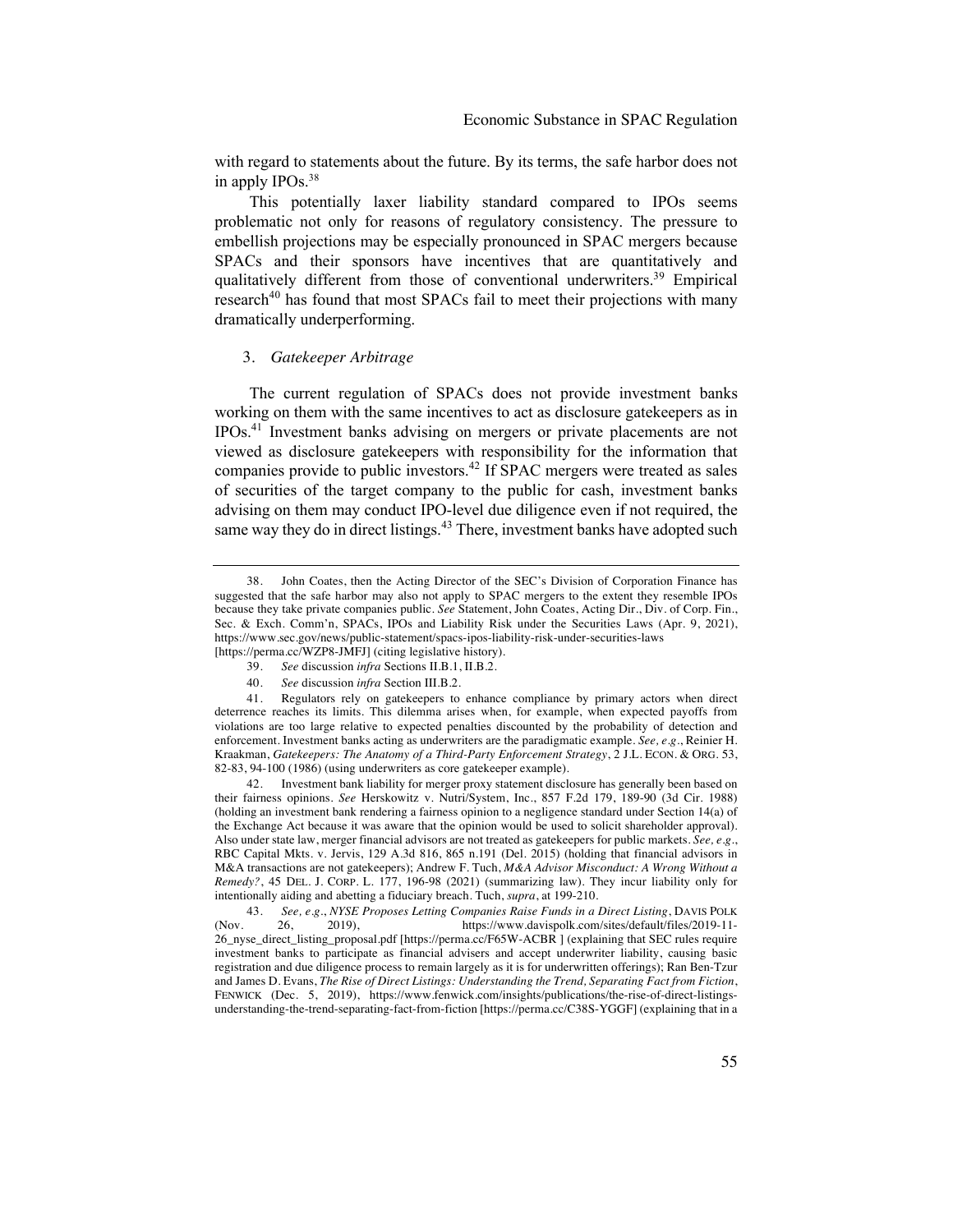with regard to statements about the future. By its terms, the safe harbor does not in apply IPOs.[38]

This potentially laxer liability standard compared to IPOs seems problematic not only for reasons of regulatory consistency. The pressure to embellish projections may be especially pronounced in SPAC mergers because SPACs and their sponsors have incentives that are quantitatively and qualitatively different from those of conventional underwriters.[39] Empirical research[40] has found that most SPACs fail to meet their projections with many dramatically underperforming.

### 3. *Gatekeeper Arbitrage*

The current regulation of SPACs does not provide investment banks working on them with the same incentives to act as disclosure gatekeepers as in IPOs.[41] Investment banks advising on mergers or private placements are not viewed as disclosure gatekeepers with responsibility for the information that companies provide to public investors.[42] If SPAC mergers were treated as sales of securities of the target company to the public for cash, investment banks advising on them may conduct IPO-level due diligence even if not required, the same way they do in direct listings.[43] There, investment banks have adopted such

---

38. John Coates, then the Acting Director of the SEC's Division of Corporation Finance has suggested that the safe harbor may also not apply to SPAC mergers to the extent they resemble IPOs because they take private companies public. *See* Statement, John Coates, Acting Dir., Div. of Corp. Fin., Sec. & Exch. Comm'n, SPACs, IPOs and Liability Risk under the Securities Laws (Apr. 9, 2021), https://www.sec.gov/news/public-statement/spacs-ipos-liability-risk-under-securities-laws [https://perma.cc/WZP8-JMFJ] (citing legislative history).

39. *See* discussion *infra* Sections II.B.1, II.B.2.

40. *See* discussion *infra* Section III.B.2.

41. Regulators rely on gatekeepers to enhance compliance by primary actors when direct deterrence reaches its limits. This dilemma arises when, for example, when expected payoffs from violations are too large relative to expected penalties discounted by the probability of detection and enforcement. Investment banks acting as underwriters are the paradigmatic example. *See, e.g.*, Reinier H. Kraakman, *Gatekeepers: The Anatomy of a Third-Party Enforcement Strategy*, 2 J.L. ECON. & ORG. 53, 82-83, 94-100 (1986) (using underwriters as core gatekeeper example).

42. Investment bank liability for merger proxy statement disclosure has generally been based on their fairness opinions. *See* Herskowitz v. Nutri/System, Inc., 857 F.2d 179, 189-90 (3d Cir. 1988) (holding an investment bank rendering a fairness opinion to a negligence standard under Section 14(a) of the Exchange Act because it was aware that the opinion would be used to solicit shareholder approval). Also under state law, merger financial advisors are not treated as gatekeepers for public markets. *See, e.g.*, RBC Capital Mkts. v. Jervis, 129 A.3d 816, 865 n.191 (Del. 2015) (holding that financial advisors in M&A transactions are not gatekeepers); Andrew F. Tuch, *M&A Advisor Misconduct: A Wrong Without a Remedy?*, 45 DEL. J. CORP. L. 177, 196-98 (2021) (summarizing law). They incur liability only for intentionally aiding and abetting a fiduciary breach. Tuch, *supra*, at 199-210.

43. *See, e.g.*, *NYSE Proposes Letting Companies Raise Funds in a Direct Listing*, DAVIS POLK (Nov. 26, 2019), https://www.davispolk.com/sites/default/files/2019-11-26_nyse_direct_listing_proposal.pdf [https://perma.cc/F65W-ACBR ] (explaining that SEC rules require investment banks to participate as financial advisers and accept underwriter liability, causing basic registration and due diligence process to remain largely as it is for underwritten offerings); Ran Ben-Tzur and James D. Evans, *The Rise of Direct Listings: Understanding the Trend, Separating Fact from Fiction*, FENWICK (Dec. 5, 2019), https://www.fenwick.com/insights/publications/the-rise-of-direct-listings-understanding-the-trend-separating-fact-from-fiction [https://perma.cc/C38S-YGGF] (explaining that in a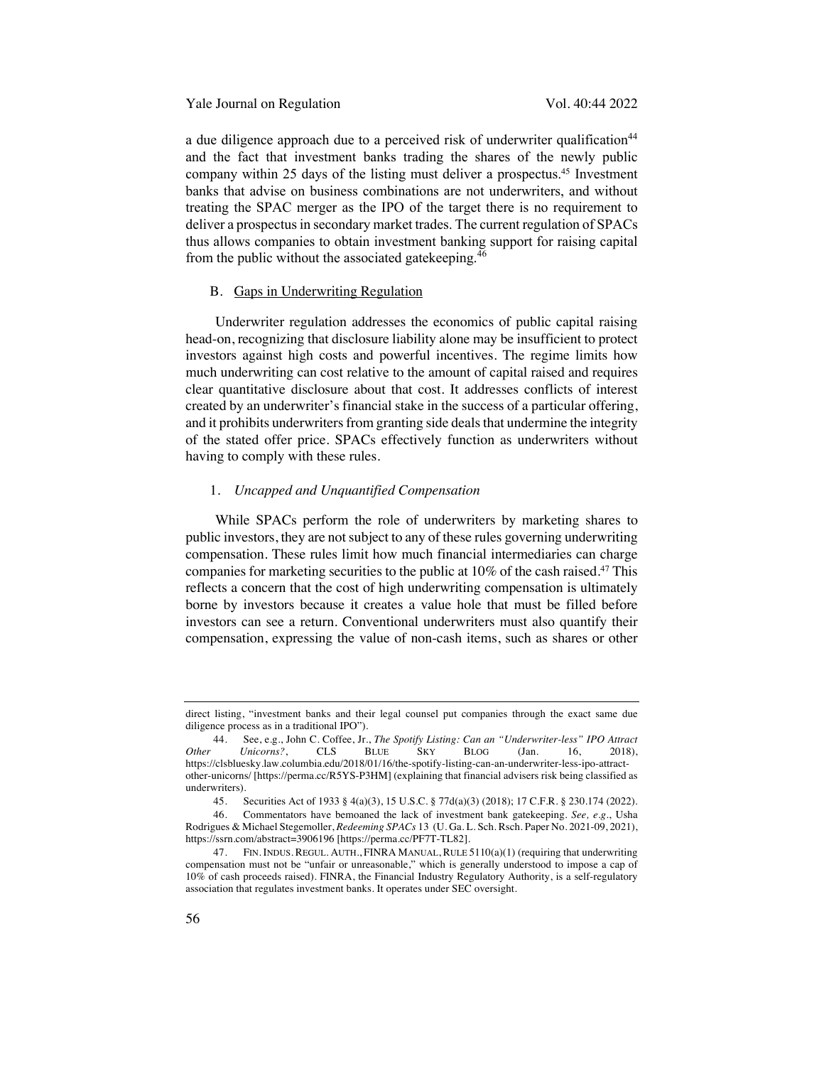a due diligence approach due to a perceived risk of underwriter qualification[44] and the fact that investment banks trading the shares of the newly public company within 25 days of the listing must deliver a prospectus.[45] Investment banks that advise on business combinations are not underwriters, and without treating the SPAC merger as the IPO of the target there is no requirement to deliver a prospectus in secondary market trades. The current regulation of SPACs thus allows companies to obtain investment banking support for raising capital from the public without the associated gatekeeping.[46]

### B. Gaps in Underwriting Regulation

Underwriter regulation addresses the economics of public capital raising head-on, recognizing that disclosure liability alone may be insufficient to protect investors against high costs and powerful incentives. The regime limits how much underwriting can cost relative to the amount of capital raised and requires clear quantitative disclosure about that cost. It addresses conflicts of interest created by an underwriter's financial stake in the success of a particular offering, and it prohibits underwriters from granting side deals that undermine the integrity of the stated offer price. SPACs effectively function as underwriters without having to comply with these rules.

#### 1. *Uncapped and Unquantified Compensation*

While SPACs perform the role of underwriters by marketing shares to public investors, they are not subject to any of these rules governing underwriting compensation. These rules limit how much financial intermediaries can charge companies for marketing securities to the public at 10% of the cash raised.[47] This reflects a concern that the cost of high underwriting compensation is ultimately borne by investors because it creates a value hole that must be filled before investors can see a return. Conventional underwriters must also quantify their compensation, expressing the value of non-cash items, such as shares or other

---

direct listing, "investment banks and their legal counsel put companies through the exact same due diligence process as in a traditional IPO").

44. See, e.g., John C. Coffee, Jr., *The Spotify Listing: Can an "Underwriter-less" IPO Attract Other Unicorns?*, CLS BLUE SKY BLOG (Jan. 16, 2018), https://clsbluesky.law.columbia.edu/2018/01/16/the-spotify-listing-can-an-underwriter-less-ipo-attract-other-unicorns/ [https://perma.cc/R5YS-P3HM] (explaining that financial advisers risk being classified as underwriters).

45. Securities Act of 1933 § 4(a)(3), 15 U.S.C. § 77d(a)(3) (2018); 17 C.F.R. § 230.174 (2022).

46. Commentators have bemoaned the lack of investment bank gatekeeping. *See, e.g.*, Usha Rodrigues & Michael Stegemoller, *Redeeming SPACs* 13 (U. Ga. L. Sch. Rsch. Paper No. 2021-09, 2021), https://ssrn.com/abstract=3906196 [https://perma.cc/PF7T-TL82].

47. FIN. INDUS. REGUL. AUTH., FINRA MANUAL, RULE 5110(a)(1) (requiring that underwriting compensation must not be "unfair or unreasonable," which is generally understood to impose a cap of 10% of cash proceeds raised). FINRA, the Financial Industry Regulatory Authority, is a self-regulatory association that regulates investment banks. It operates under SEC oversight.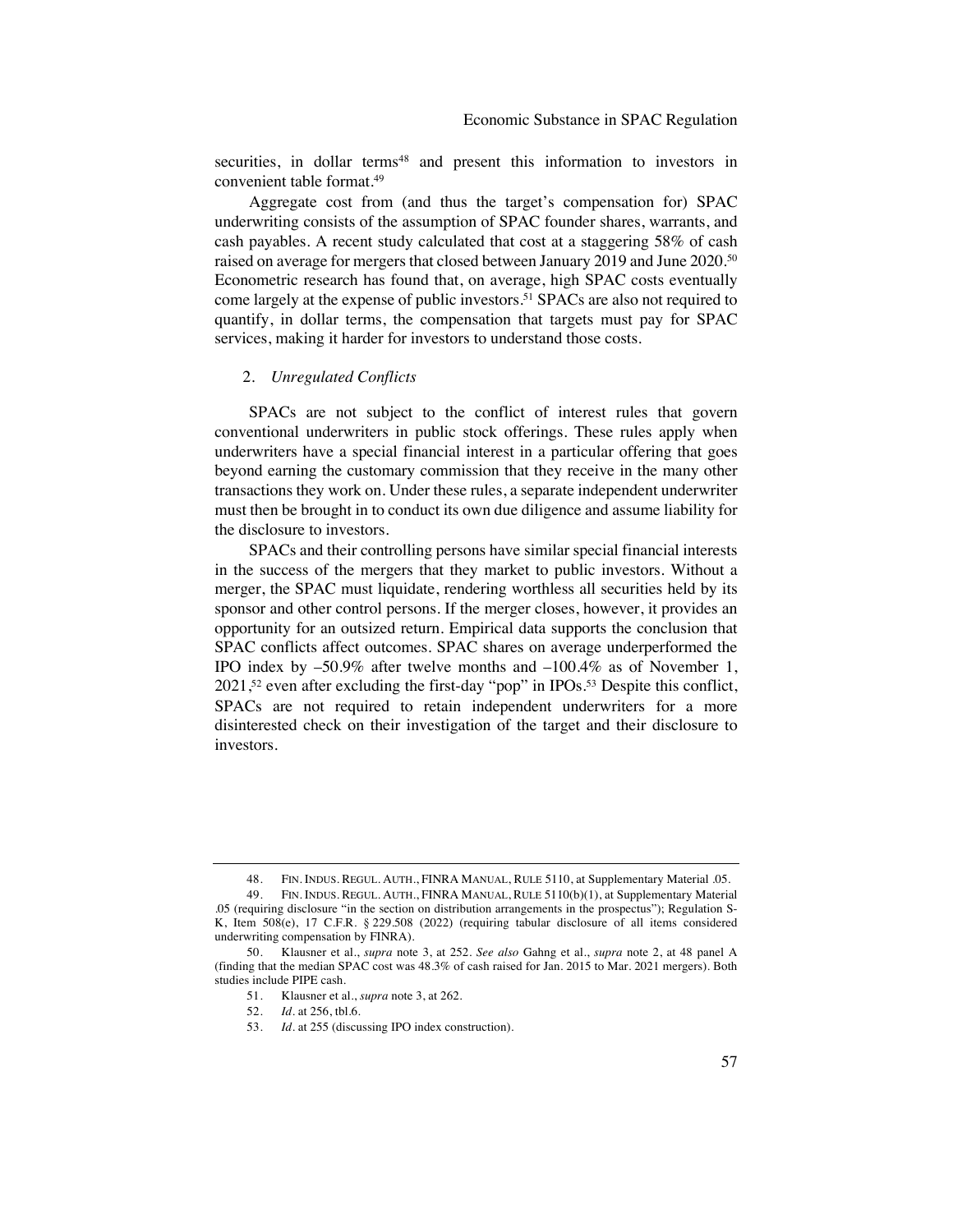securities, in dollar terms[48] and present this information to investors in convenient table format.[49]

Aggregate cost from (and thus the target's compensation for) SPAC underwriting consists of the assumption of SPAC founder shares, warrants, and cash payables. A recent study calculated that cost at a staggering 58% of cash raised on average for mergers that closed between January 2019 and June 2020.[50] Econometric research has found that, on average, high SPAC costs eventually come largely at the expense of public investors.[51] SPACs are also not required to quantify, in dollar terms, the compensation that targets must pay for SPAC services, making it harder for investors to understand those costs.

### 2. *Unregulated Conflicts*

SPACs are not subject to the conflict of interest rules that govern conventional underwriters in public stock offerings. These rules apply when underwriters have a special financial interest in a particular offering that goes beyond earning the customary commission that they receive in the many other transactions they work on. Under these rules, a separate independent underwriter must then be brought in to conduct its own due diligence and assume liability for the disclosure to investors.

SPACs and their controlling persons have similar special financial interests in the success of the mergers that they market to public investors. Without a merger, the SPAC must liquidate, rendering worthless all securities held by its sponsor and other control persons. If the merger closes, however, it provides an opportunity for an outsized return. Empirical data supports the conclusion that SPAC conflicts affect outcomes. SPAC shares on average underperformed the IPO index by –50.9% after twelve months and –100.4% as of November 1, 2021,[52] even after excluding the first-day "pop" in IPOs.[53] Despite this conflict, SPACs are not required to retain independent underwriters for a more disinterested check on their investigation of the target and their disclosure to investors.

---

48. FIN. INDUS. REGUL. AUTH., FINRA MANUAL, RULE 5110, at Supplementary Material .05.

49. FIN. INDUS. REGUL. AUTH., FINRA MANUAL, RULE 5110(b)(1), at Supplementary Material .05 (requiring disclosure "in the section on distribution arrangements in the prospectus"); Regulation S-K, Item 508(e), 17 C.F.R. § 229.508 (2022) (requiring tabular disclosure of all items considered underwriting compensation by FINRA).

50. Klausner et al., *supra* note 3, at 252. *See also* Gahng et al., *supra* note 2, at 48 panel A (finding that the median SPAC cost was 48.3% of cash raised for Jan. 2015 to Mar. 2021 mergers). Both studies include PIPE cash.

51. Klausner et al., *supra* note 3, at 262.

52. *Id.* at 256, tbl.6.

53. *Id.* at 255 (discussing IPO index construction).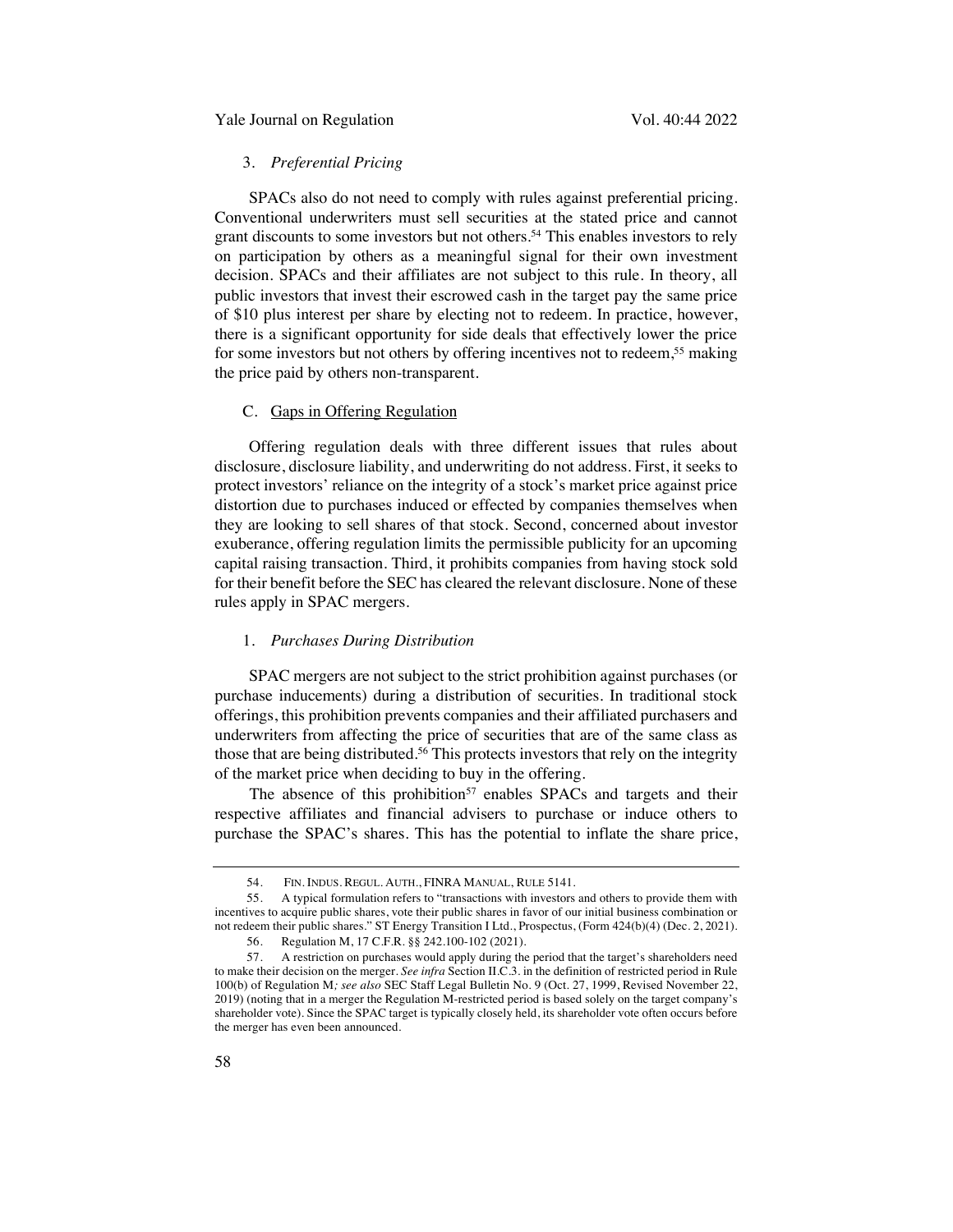### 3. *Preferential Pricing*

SPACs also do not need to comply with rules against preferential pricing. Conventional underwriters must sell securities at the stated price and cannot grant discounts to some investors but not others.[54] This enables investors to rely on participation by others as a meaningful signal for their own investment decision. SPACs and their affiliates are not subject to this rule. In theory, all public investors that invest their escrowed cash in the target pay the same price of $10 plus interest per share by electing not to redeem. In practice, however, there is a significant opportunity for side deals that effectively lower the price for some investors but not others by offering incentives not to redeem,[55] making the price paid by others non-transparent.

## C. Gaps in Offering Regulation

Offering regulation deals with three different issues that rules about disclosure, disclosure liability, and underwriting do not address. First, it seeks to protect investors' reliance on the integrity of a stock's market price against price distortion due to purchases induced or effected by companies themselves when they are looking to sell shares of that stock. Second, concerned about investor exuberance, offering regulation limits the permissible publicity for an upcoming capital raising transaction. Third, it prohibits companies from having stock sold for their benefit before the SEC has cleared the relevant disclosure. None of these rules apply in SPAC mergers.

### 1. *Purchases During Distribution*

SPAC mergers are not subject to the strict prohibition against purchases (or purchase inducements) during a distribution of securities. In traditional stock offerings, this prohibition prevents companies and their affiliated purchasers and underwriters from affecting the price of securities that are of the same class as those that are being distributed.[56] This protects investors that rely on the integrity of the market price when deciding to buy in the offering.

The absence of this prohibition[57] enables SPACs and targets and their respective affiliates and financial advisers to purchase or induce others to purchase the SPAC's shares. This has the potential to inflate the share price,

---

54. FIN. INDUS. REGUL. AUTH., FINRA MANUAL, RULE 5141.

55. A typical formulation refers to "transactions with investors and others to provide them with incentives to acquire public shares, vote their public shares in favor of our initial business combination or not redeem their public shares." ST Energy Transition I Ltd., Prospectus, (Form 424(b)(4) (Dec. 2, 2021).

56. Regulation M, 17 C.F.R. §§ 242.100-102 (2021).

57. A restriction on purchases would apply during the period that the target's shareholders need to make their decision on the merger. *See infra* Section II.C.3. in the definition of restricted period in Rule 100(b) of Regulation M*; see also* SEC Staff Legal Bulletin No. 9 (Oct. 27, 1999, Revised November 22, 2019) (noting that in a merger the Regulation M-restricted period is based solely on the target company's shareholder vote). Since the SPAC target is typically closely held, its shareholder vote often occurs before the merger has even been announced.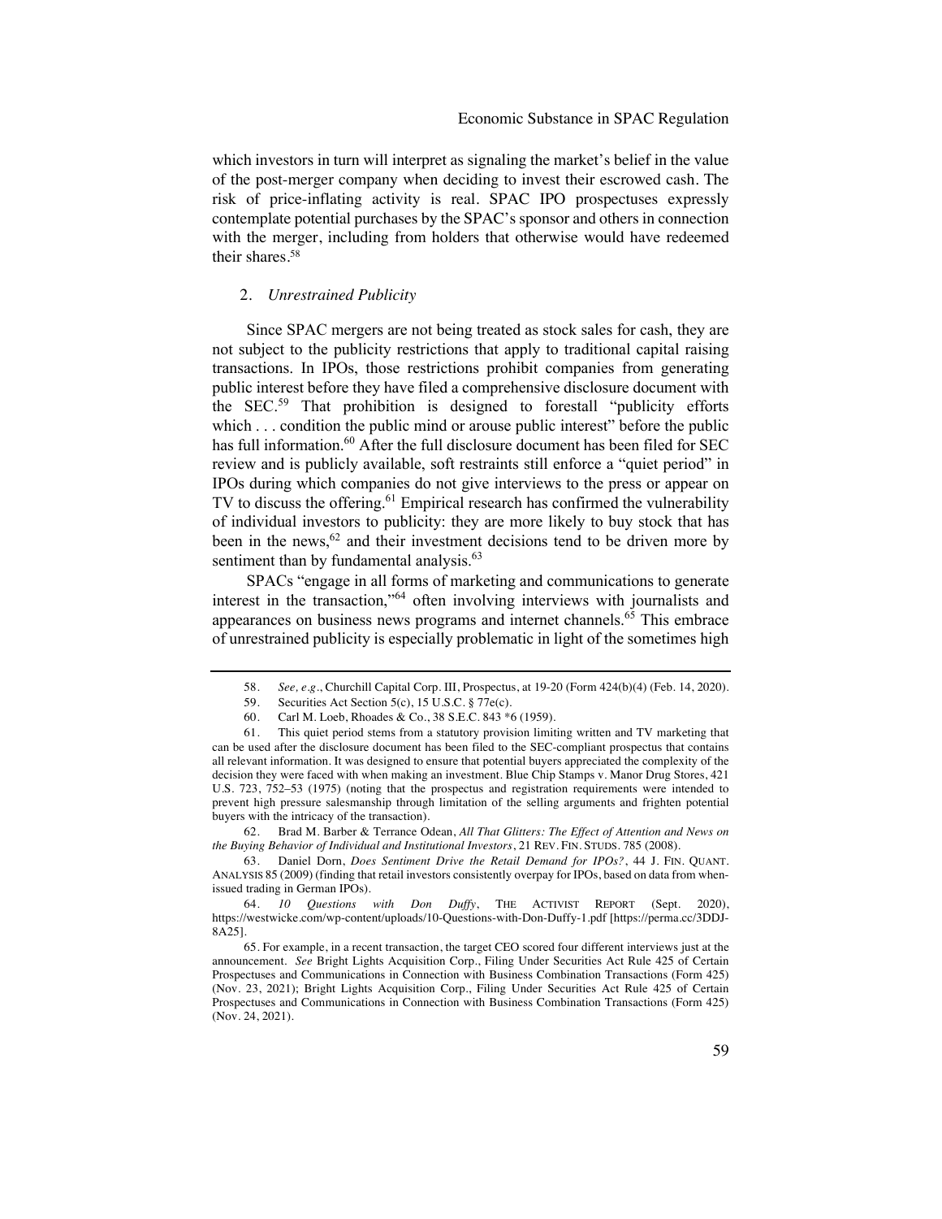which investors in turn will interpret as signaling the market's belief in the value of the post-merger company when deciding to invest their escrowed cash. The risk of price-inflating activity is real. SPAC IPO prospectuses expressly contemplate potential purchases by the SPAC's sponsor and others in connection with the merger, including from holders that otherwise would have redeemed their shares.[58]

### 2. *Unrestrained Publicity*

Since SPAC mergers are not being treated as stock sales for cash, they are not subject to the publicity restrictions that apply to traditional capital raising transactions. In IPOs, those restrictions prohibit companies from generating public interest before they have filed a comprehensive disclosure document with the SEC.[59] That prohibition is designed to forestall "publicity efforts which . . . condition the public mind or arouse public interest" before the public has full information.[60] After the full disclosure document has been filed for SEC review and is publicly available, soft restraints still enforce a "quiet period" in IPOs during which companies do not give interviews to the press or appear on TV to discuss the offering.[61] Empirical research has confirmed the vulnerability of individual investors to publicity: they are more likely to buy stock that has been in the news,[62] and their investment decisions tend to be driven more by sentiment than by fundamental analysis.[63]

SPACs "engage in all forms of marketing and communications to generate interest in the transaction,"[64] often involving interviews with journalists and appearances on business news programs and internet channels.[65] This embrace of unrestrained publicity is especially problematic in light of the sometimes high

---

58. *See, e.g.*, Churchill Capital Corp. III, Prospectus, at 19-20 (Form 424(b)(4) (Feb. 14, 2020).

59. Securities Act Section 5(c), 15 U.S.C. § 77e(c).

60. Carl M. Loeb, Rhoades & Co., 38 S.E.C. 843 *6 (1959).

61. This quiet period stems from a statutory provision limiting written and TV marketing that can be used after the disclosure document has been filed to the SEC-compliant prospectus that contains all relevant information. It was designed to ensure that potential buyers appreciated the complexity of the decision they were faced with when making an investment. Blue Chip Stamps v. Manor Drug Stores, 421 U.S. 723, 752–53 (1975) (noting that the prospectus and registration requirements were intended to prevent high pressure salesmanship through limitation of the selling arguments and frighten potential buyers with the intricacy of the transaction).

62. Brad M. Barber & Terrance Odean, *All That Glitters: The Effect of Attention and News on the Buying Behavior of Individual and Institutional Investors*, 21 REV. FIN. STUDS. 785 (2008).

63. Daniel Dorn, *Does Sentiment Drive the Retail Demand for IPOs?*, 44 J. FIN. QUANT. ANALYSIS 85 (2009) (finding that retail investors consistently overpay for IPOs, based on data from when-issued trading in German IPOs).

64. *10 Questions with Don Duffy*, THE ACTIVIST REPORT (Sept. 2020), https://westwicke.com/wp-content/uploads/10-Questions-with-Don-Duffy-1.pdf [https://perma.cc/3DDJ-8A25].

65. For example, in a recent transaction, the target CEO scored four different interviews just at the announcement. *See* Bright Lights Acquisition Corp., Filing Under Securities Act Rule 425 of Certain Prospectuses and Communications in Connection with Business Combination Transactions (Form 425) (Nov. 23, 2021); Bright Lights Acquisition Corp., Filing Under Securities Act Rule 425 of Certain Prospectuses and Communications in Connection with Business Combination Transactions (Form 425) (Nov. 24, 2021).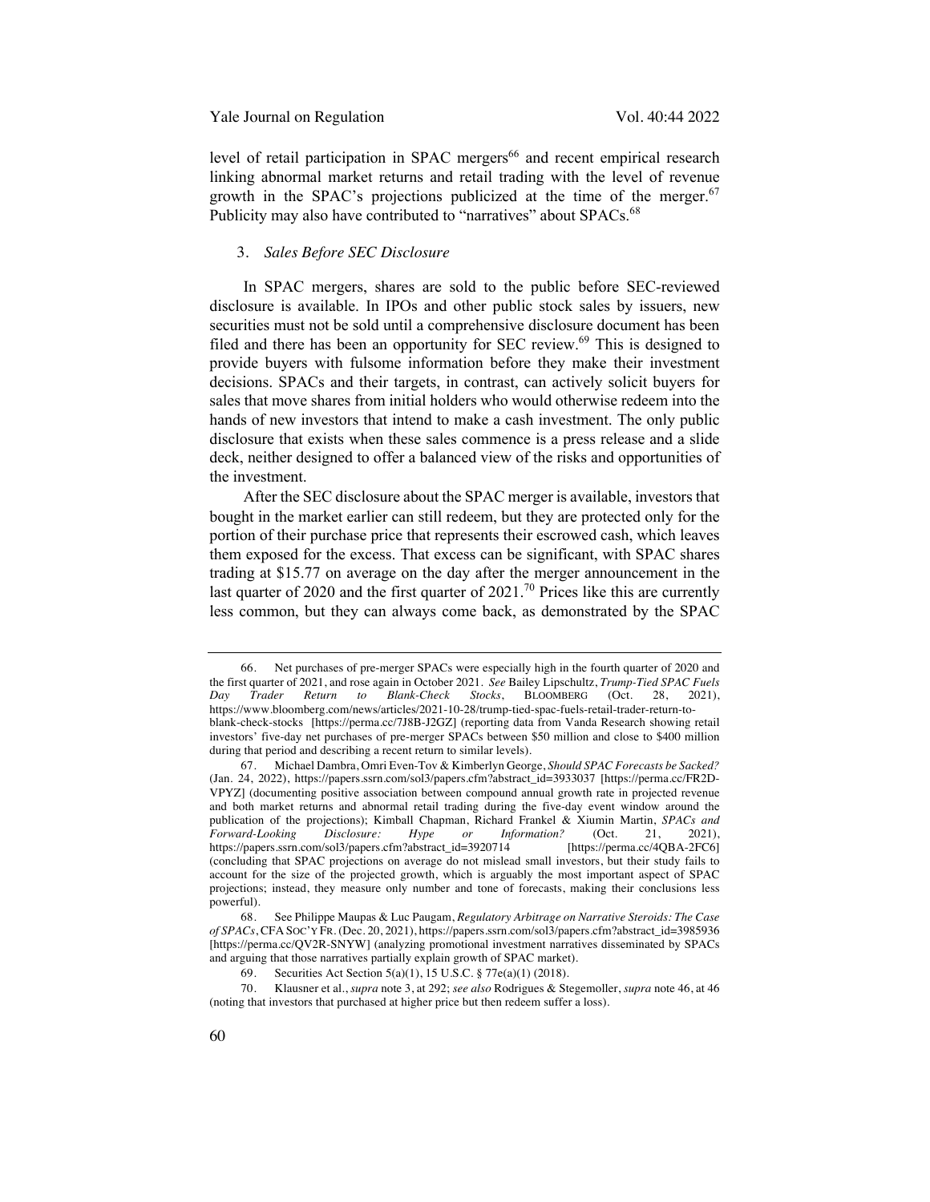level of retail participation in SPAC mergers[66] and recent empirical research linking abnormal market returns and retail trading with the level of revenue growth in the SPAC's projections publicized at the time of the merger.[67] Publicity may also have contributed to "narratives" about SPACs.[68]

### 3. *Sales Before SEC Disclosure*

In SPAC mergers, shares are sold to the public before SEC-reviewed disclosure is available. In IPOs and other public stock sales by issuers, new securities must not be sold until a comprehensive disclosure document has been filed and there has been an opportunity for SEC review.[69] This is designed to provide buyers with fulsome information before they make their investment decisions. SPACs and their targets, in contrast, can actively solicit buyers for sales that move shares from initial holders who would otherwise redeem into the hands of new investors that intend to make a cash investment. The only public disclosure that exists when these sales commence is a press release and a slide deck, neither designed to offer a balanced view of the risks and opportunities of the investment.

After the SEC disclosure about the SPAC merger is available, investors that bought in the market earlier can still redeem, but they are protected only for the portion of their purchase price that represents their escrowed cash, which leaves them exposed for the excess. That excess can be significant, with SPAC shares trading at $15.77 on average on the day after the merger announcement in the last quarter of 2020 and the first quarter of 2021.[70] Prices like this are currently less common, but they can always come back, as demonstrated by the SPAC

---

66. Net purchases of pre-merger SPACs were especially high in the fourth quarter of 2020 and the first quarter of 2021, and rose again in October 2021. *See* Bailey Lipschultz, *Trump-Tied SPAC Fuels Day Trader Return to Blank-Check Stocks*, BLOOMBERG (Oct. 28, 2021), https://www.bloomberg.com/news/articles/2021-10-28/trump-tied-spac-fuels-retail-trader-return-to-blank-check-stocks [https://perma.cc/7J8B-J2GZ] (reporting data from Vanda Research showing retail investors' five-day net purchases of pre-merger SPACs between $50 million and close to $400 million during that period and describing a recent return to similar levels).

67. Michael Dambra, Omri Even-Tov & Kimberlyn George, *Should SPAC Forecasts be Sacked?* (Jan. 24, 2022), https://papers.ssrn.com/sol3/papers.cfm?abstract_id=3933037 [https://perma.cc/FR2D-VPYZ] (documenting positive association between compound annual growth rate in projected revenue and both market returns and abnormal retail trading during the five-day event window around the publication of the projections); Kimball Chapman, Richard Frankel & Xiumin Martin, *SPACs and Forward-Looking Disclosure: Hype or Information?* (Oct. 21, 2021), https://papers.ssrn.com/sol3/papers.cfm?abstract_id=3920714 [https://perma.cc/4QBA-2FC6] (concluding that SPAC projections on average do not mislead small investors, but their study fails to account for the size of the projected growth, which is arguably the most important aspect of SPAC projections; instead, they measure only number and tone of forecasts, making their conclusions less powerful).

68. See Philippe Maupas & Luc Paugam, *Regulatory Arbitrage on Narrative Steroids: The Case of SPACs*, CFA SOC'Y FR. (Dec. 20, 2021), https://papers.ssrn.com/sol3/papers.cfm?abstract_id=3985936 [https://perma.cc/QV2R-SNYW] (analyzing promotional investment narratives disseminated by SPACs and arguing that those narratives partially explain growth of SPAC market).

69. Securities Act Section 5(a)(1), 15 U.S.C. § 77e(a)(1) (2018).

70. Klausner et al., *supra* note 3, at 292; *see also* Rodrigues & Stegemoller, *supra* note 46, at 46 (noting that investors that purchased at higher price but then redeem suffer a loss).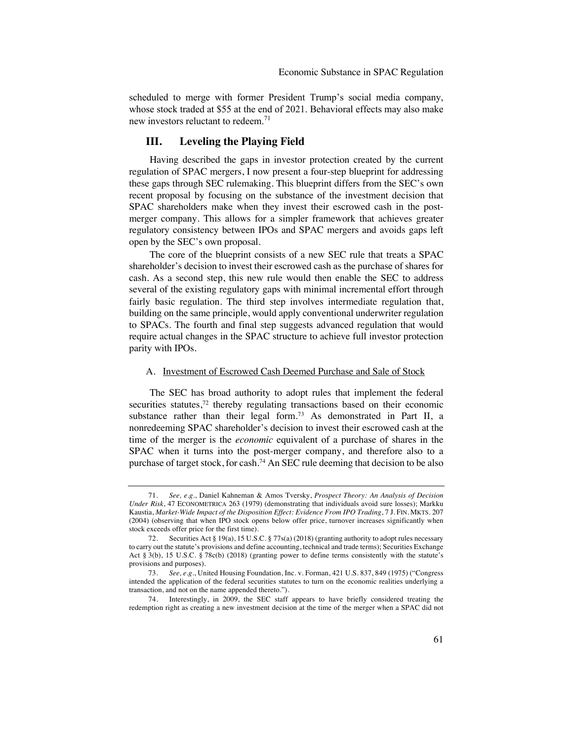scheduled to merge with former President Trump's social media company, whose stock traded at $55 at the end of 2021. Behavioral effects may also make new investors reluctant to redeem.[71]

## III. Leveling the Playing Field

Having described the gaps in investor protection created by the current regulation of SPAC mergers, I now present a four-step blueprint for addressing these gaps through SEC rulemaking. This blueprint differs from the SEC's own recent proposal by focusing on the substance of the investment decision that SPAC shareholders make when they invest their escrowed cash in the post-merger company. This allows for a simpler framework that achieves greater regulatory consistency between IPOs and SPAC mergers and avoids gaps left open by the SEC's own proposal.

The core of the blueprint consists of a new SEC rule that treats a SPAC shareholder's decision to invest their escrowed cash as the purchase of shares for cash. As a second step, this new rule would then enable the SEC to address several of the existing regulatory gaps with minimal incremental effort through fairly basic regulation. The third step involves intermediate regulation that, building on the same principle, would apply conventional underwriter regulation to SPACs. The fourth and final step suggests advanced regulation that would require actual changes in the SPAC structure to achieve full investor protection parity with IPOs.

### A. Investment of Escrowed Cash Deemed Purchase and Sale of Stock

The SEC has broad authority to adopt rules that implement the federal securities statutes,[72] thereby regulating transactions based on their economic substance rather than their legal form.[73] As demonstrated in Part II, a nonredeeming SPAC shareholder's decision to invest their escrowed cash at the time of the merger is the *economic* equivalent of a purchase of shares in the SPAC when it turns into the post-merger company, and therefore also to a purchase of target stock, for cash.[74] An SEC rule deeming that decision to be also

---

71. *See, e.g.*, Daniel Kahneman & Amos Tversky, *Prospect Theory: An Analysis of Decision Under Risk*, 47 ECONOMETRICA 263 (1979) (demonstrating that individuals avoid sure losses); Markku Kaustia, *Market-Wide Impact of the Disposition Effect: Evidence From IPO Trading*, 7 J. FIN. MKTS. 207 (2004) (observing that when IPO stock opens below offer price, turnover increases significantly when stock exceeds offer price for the first time).

72. Securities Act § 19(a), 15 U.S.C. § 77s(a) (2018) (granting authority to adopt rules necessary to carry out the statute's provisions and define accounting, technical and trade terms); Securities Exchange Act § 3(b), 15 U.S.C. § 78c(b) (2018) (granting power to define terms consistently with the statute's provisions and purposes).

73. *See, e.g.*, United Housing Foundation, Inc. v. Forman, 421 U.S. 837, 849 (1975) ("Congress intended the application of the federal securities statutes to turn on the economic realities underlying a transaction, and not on the name appended thereto.").

74. Interestingly, in 2009, the SEC staff appears to have briefly considered treating the redemption right as creating a new investment decision at the time of the merger when a SPAC did not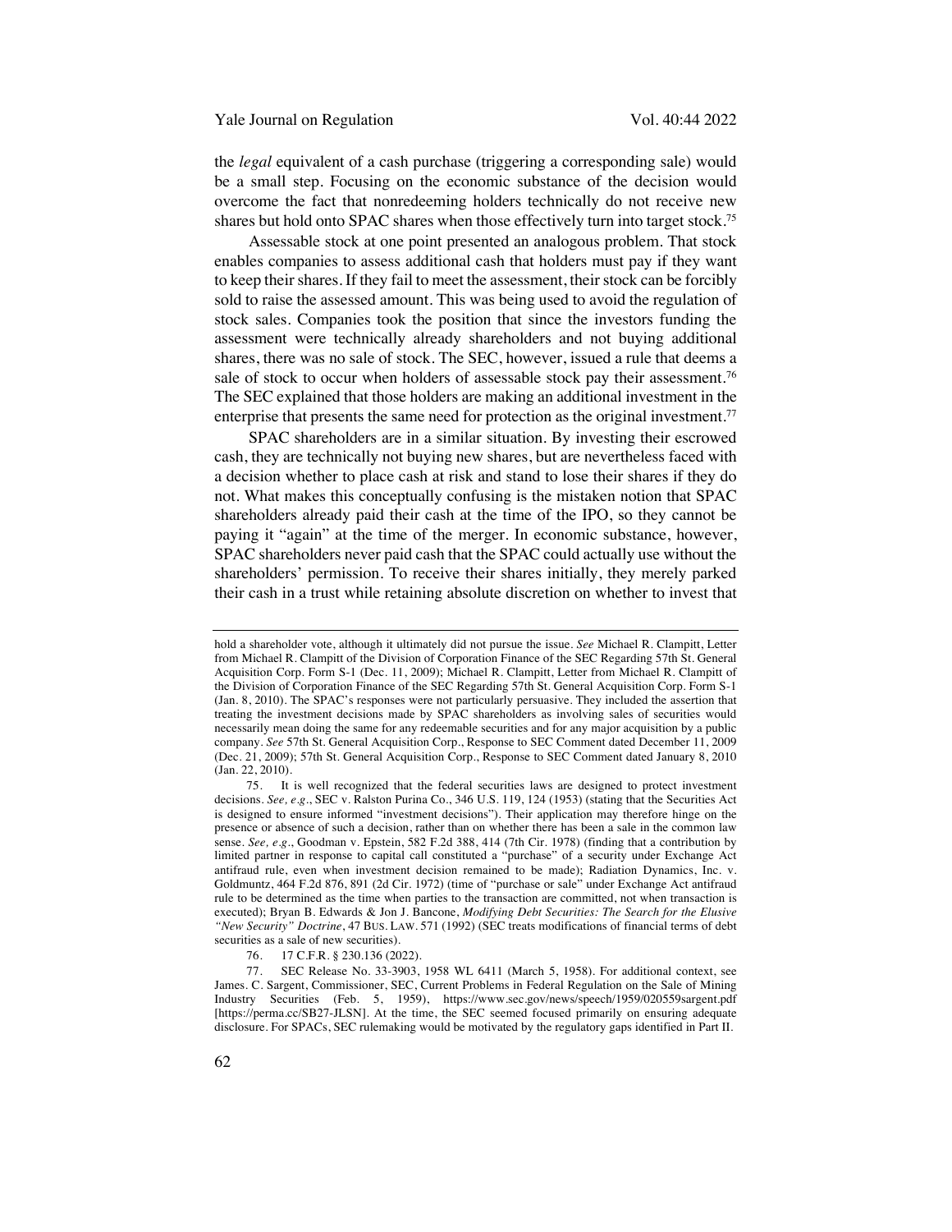the *legal* equivalent of a cash purchase (triggering a corresponding sale) would be a small step. Focusing on the economic substance of the decision would overcome the fact that nonredeeming holders technically do not receive new shares but hold onto SPAC shares when those effectively turn into target stock.[75]

Assessable stock at one point presented an analogous problem. That stock enables companies to assess additional cash that holders must pay if they want to keep their shares. If they fail to meet the assessment, their stock can be forcibly sold to raise the assessed amount. This was being used to avoid the regulation of stock sales. Companies took the position that since the investors funding the assessment were technically already shareholders and not buying additional shares, there was no sale of stock. The SEC, however, issued a rule that deems a sale of stock to occur when holders of assessable stock pay their assessment.[76] The SEC explained that those holders are making an additional investment in the enterprise that presents the same need for protection as the original investment.[77]

SPAC shareholders are in a similar situation. By investing their escrowed cash, they are technically not buying new shares, but are nevertheless faced with a decision whether to place cash at risk and stand to lose their shares if they do not. What makes this conceptually confusing is the mistaken notion that SPAC shareholders already paid their cash at the time of the IPO, so they cannot be paying it "again" at the time of the merger. In economic substance, however, SPAC shareholders never paid cash that the SPAC could actually use without the shareholders' permission. To receive their shares initially, they merely parked their cash in a trust while retaining absolute discretion on whether to invest that

---

hold a shareholder vote, although it ultimately did not pursue the issue. *See* Michael R. Clampitt, Letter from Michael R. Clampitt of the Division of Corporation Finance of the SEC Regarding 57th St. General Acquisition Corp. Form S-1 (Dec. 11, 2009); Michael R. Clampitt, Letter from Michael R. Clampitt of the Division of Corporation Finance of the SEC Regarding 57th St. General Acquisition Corp. Form S-1 (Jan. 8, 2010). The SPAC's responses were not particularly persuasive. They included the assertion that treating the investment decisions made by SPAC shareholders as involving sales of securities would necessarily mean doing the same for any redeemable securities and for any major acquisition by a public company. *See* 57th St. General Acquisition Corp., Response to SEC Comment dated December 11, 2009 (Dec. 21, 2009); 57th St. General Acquisition Corp., Response to SEC Comment dated January 8, 2010 (Jan. 22, 2010).

75. It is well recognized that the federal securities laws are designed to protect investment decisions. *See, e.g.*, SEC v. Ralston Purina Co., 346 U.S. 119, 124 (1953) (stating that the Securities Act is designed to ensure informed "investment decisions"). Their application may therefore hinge on the presence or absence of such a decision, rather than on whether there has been a sale in the common law sense. *See, e.g.*, Goodman v. Epstein, 582 F.2d 388, 414 (7th Cir. 1978) (finding that a contribution by limited partner in response to capital call constituted a "purchase" of a security under Exchange Act antifraud rule, even when investment decision remained to be made); Radiation Dynamics, Inc. v. Goldmuntz, 464 F.2d 876, 891 (2d Cir. 1972) (time of "purchase or sale" under Exchange Act antifraud rule to be determined as the time when parties to the transaction are committed, not when transaction is executed); Bryan B. Edwards & Jon J. Bancone, *Modifying Debt Securities: The Search for the Elusive "New Security" Doctrine*, 47 BUS. LAW. 571 (1992) (SEC treats modifications of financial terms of debt securities as a sale of new securities).

76. 17 C.F.R. § 230.136 (2022).

77. SEC Release No. 33-3903, 1958 WL 6411 (March 5, 1958). For additional context, see James. C. Sargent, Commissioner, SEC, Current Problems in Federal Regulation on the Sale of Mining Industry Securities (Feb. 5, 1959), https://www.sec.gov/news/speech/1959/020559sargent.pdf [https://perma.cc/SB27-JLSN]. At the time, the SEC seemed focused primarily on ensuring adequate disclosure. For SPACs, SEC rulemaking would be motivated by the regulatory gaps identified in Part II.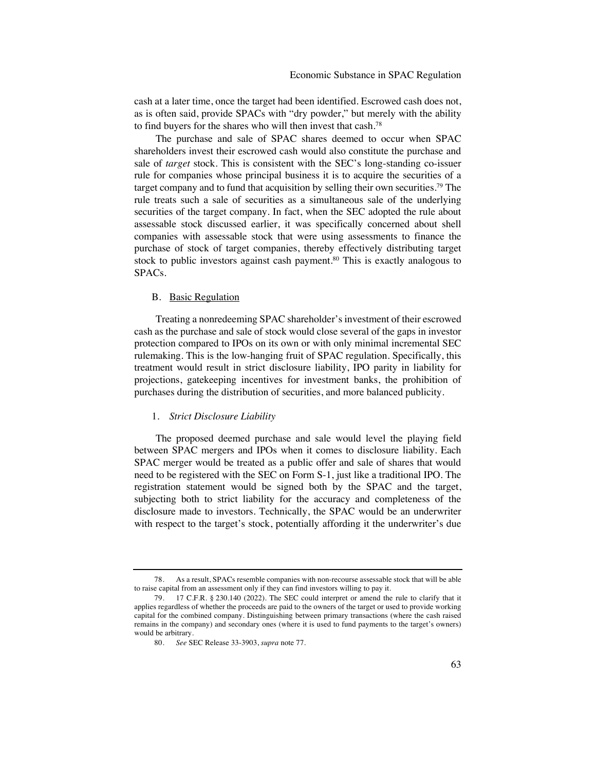cash at a later time, once the target had been identified. Escrowed cash does not, as is often said, provide SPACs with "dry powder," but merely with the ability to find buyers for the shares who will then invest that cash.[78]

The purchase and sale of SPAC shares deemed to occur when SPAC shareholders invest their escrowed cash would also constitute the purchase and sale of *target* stock. This is consistent with the SEC's long-standing co-issuer rule for companies whose principal business it is to acquire the securities of a target company and to fund that acquisition by selling their own securities.[79] The rule treats such a sale of securities as a simultaneous sale of the underlying securities of the target company. In fact, when the SEC adopted the rule about assessable stock discussed earlier, it was specifically concerned about shell companies with assessable stock that were using assessments to finance the purchase of stock of target companies, thereby effectively distributing target stock to public investors against cash payment.[80] This is exactly analogous to SPACs.

## B. Basic Regulation

Treating a nonredeeming SPAC shareholder's investment of their escrowed cash as the purchase and sale of stock would close several of the gaps in investor protection compared to IPOs on its own or with only minimal incremental SEC rulemaking. This is the low-hanging fruit of SPAC regulation. Specifically, this treatment would result in strict disclosure liability, IPO parity in liability for projections, gatekeeping incentives for investment banks, the prohibition of purchases during the distribution of securities, and more balanced publicity.

### 1. *Strict Disclosure Liability*

The proposed deemed purchase and sale would level the playing field between SPAC mergers and IPOs when it comes to disclosure liability. Each SPAC merger would be treated as a public offer and sale of shares that would need to be registered with the SEC on Form S-1, just like a traditional IPO. The registration statement would be signed both by the SPAC and the target, subjecting both to strict liability for the accuracy and completeness of the disclosure made to investors. Technically, the SPAC would be an underwriter with respect to the target's stock, potentially affording it the underwriter's due

---

78. As a result, SPACs resemble companies with non-recourse assessable stock that will be able to raise capital from an assessment only if they can find investors willing to pay it.

79. 17 C.F.R. § 230.140 (2022). The SEC could interpret or amend the rule to clarify that it applies regardless of whether the proceeds are paid to the owners of the target or used to provide working capital for the combined company. Distinguishing between primary transactions (where the cash raised remains in the company) and secondary ones (where it is used to fund payments to the target's owners) would be arbitrary.

80. *See* SEC Release 33-3903, *supra* note 77.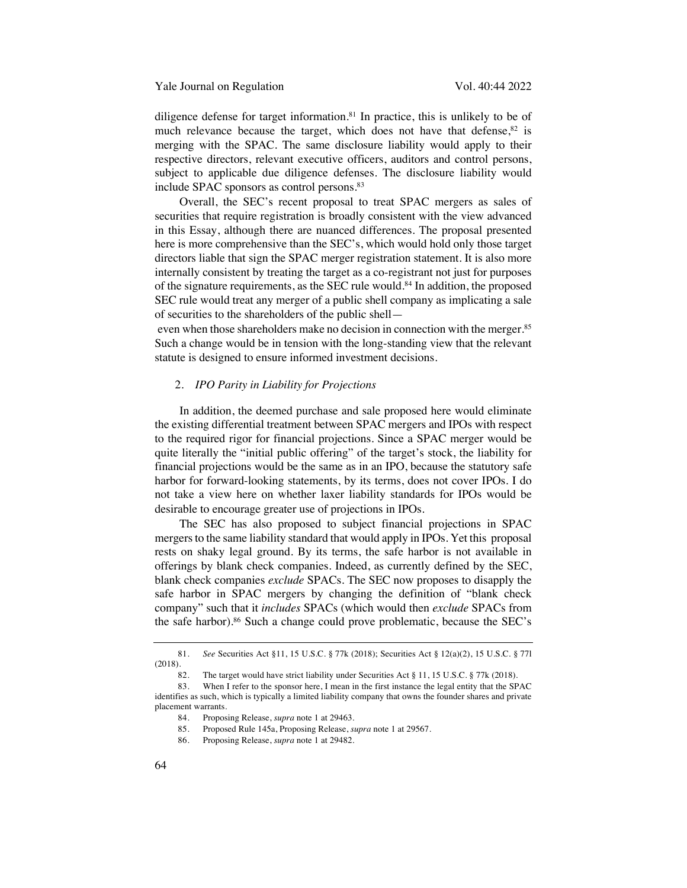diligence defense for target information.[81] In practice, this is unlikely to be of much relevance because the target, which does not have that defense,[82] is merging with the SPAC. The same disclosure liability would apply to their respective directors, relevant executive officers, auditors and control persons, subject to applicable due diligence defenses. The disclosure liability would include SPAC sponsors as control persons.[83]

Overall, the SEC's recent proposal to treat SPAC mergers as sales of securities that require registration is broadly consistent with the view advanced in this Essay, although there are nuanced differences. The proposal presented here is more comprehensive than the SEC's, which would hold only those target directors liable that sign the SPAC merger registration statement. It is also more internally consistent by treating the target as a co-registrant not just for purposes of the signature requirements, as the SEC rule would.[84] In addition, the proposed SEC rule would treat any merger of a public shell company as implicating a sale of securities to the shareholders of the public shell— even when those shareholders make no decision in connection with the merger.[85] Such a change would be in tension with the long-standing view that the relevant statute is designed to ensure informed investment decisions.

### 2. *IPO Parity in Liability for Projections*

In addition, the deemed purchase and sale proposed here would eliminate the existing differential treatment between SPAC mergers and IPOs with respect to the required rigor for financial projections. Since a SPAC merger would be quite literally the "initial public offering" of the target's stock, the liability for financial projections would be the same as in an IPO, because the statutory safe harbor for forward-looking statements, by its terms, does not cover IPOs. I do not take a view here on whether laxer liability standards for IPOs would be desirable to encourage greater use of projections in IPOs.

The SEC has also proposed to subject financial projections in SPAC mergers to the same liability standard that would apply in IPOs. Yet this proposal rests on shaky legal ground. By its terms, the safe harbor is not available in offerings by blank check companies. Indeed, as currently defined by the SEC, blank check companies *exclude* SPACs. The SEC now proposes to disapply the safe harbor in SPAC mergers by changing the definition of "blank check company" such that it *includes* SPACs (which would then *exclude* SPACs from the safe harbor).[86] Such a change could prove problematic, because the SEC's

---

81. *See* Securities Act §11, 15 U.S.C. § 77k (2018); Securities Act § 12(a)(2), 15 U.S.C. § 77l (2018).

82. The target would have strict liability under Securities Act § 11, 15 U.S.C. § 77k (2018).

83. When I refer to the sponsor here, I mean in the first instance the legal entity that the SPAC identifies as such, which is typically a limited liability company that owns the founder shares and private placement warrants.

84. Proposing Release, *supra* note 1 at 29463.

85. Proposed Rule 145a, Proposing Release, *supra* note 1 at 29567.

86. Proposing Release, *supra* note 1 at 29482.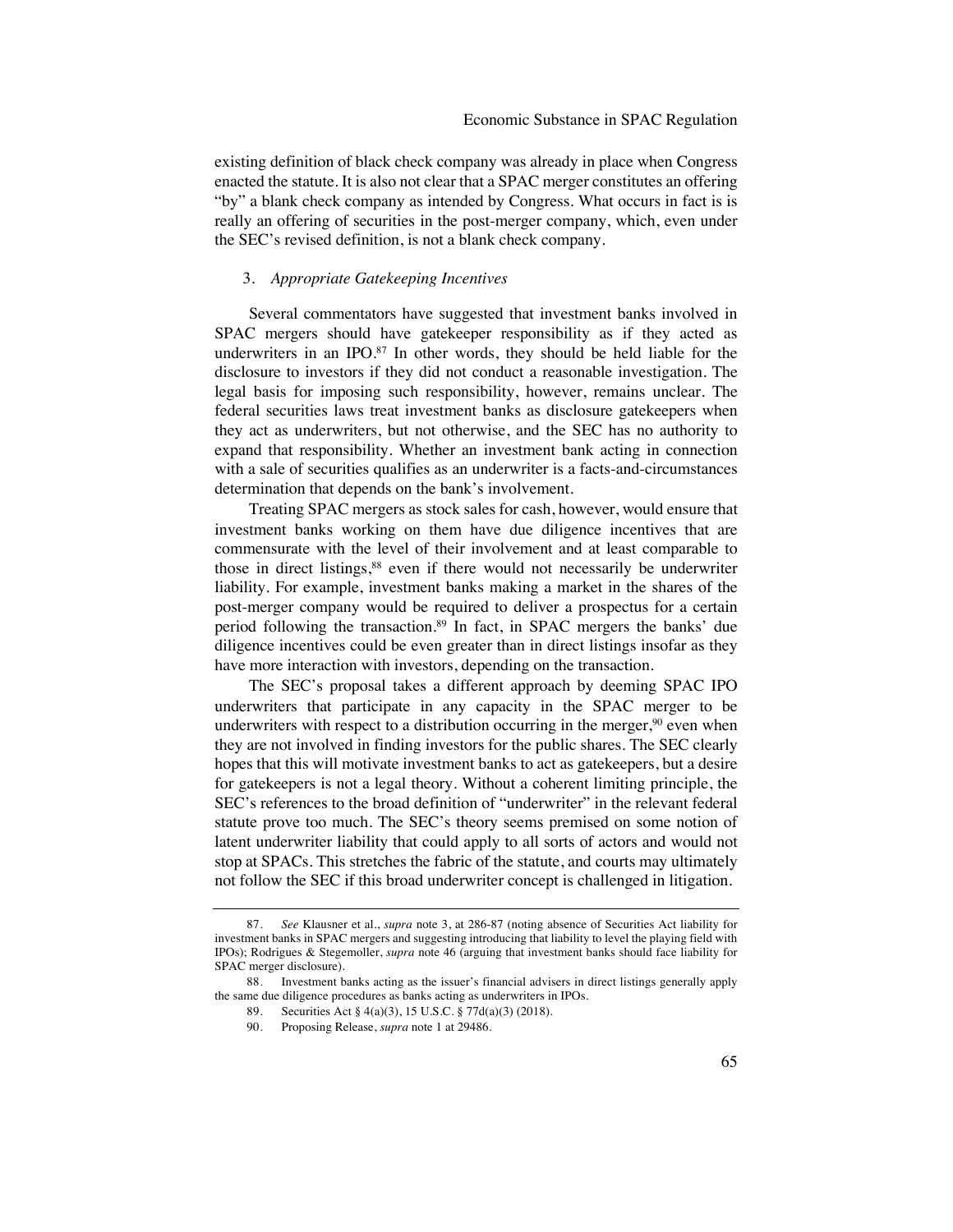existing definition of black check company was already in place when Congress enacted the statute. It is also not clear that a SPAC merger constitutes an offering "by" a blank check company as intended by Congress. What occurs in fact is is really an offering of securities in the post-merger company, which, even under the SEC's revised definition, is not a blank check company.

### 3. *Appropriate Gatekeeping Incentives*

Several commentators have suggested that investment banks involved in SPAC mergers should have gatekeeper responsibility as if they acted as underwriters in an IPO.[87] In other words, they should be held liable for the disclosure to investors if they did not conduct a reasonable investigation. The legal basis for imposing such responsibility, however, remains unclear. The federal securities laws treat investment banks as disclosure gatekeepers when they act as underwriters, but not otherwise, and the SEC has no authority to expand that responsibility. Whether an investment bank acting in connection with a sale of securities qualifies as an underwriter is a facts-and-circumstances determination that depends on the bank's involvement.

Treating SPAC mergers as stock sales for cash, however, would ensure that investment banks working on them have due diligence incentives that are commensurate with the level of their involvement and at least comparable to those in direct listings,[88] even if there would not necessarily be underwriter liability. For example, investment banks making a market in the shares of the post-merger company would be required to deliver a prospectus for a certain period following the transaction.[89] In fact, in SPAC mergers the banks' due diligence incentives could be even greater than in direct listings insofar as they have more interaction with investors, depending on the transaction.

The SEC's proposal takes a different approach by deeming SPAC IPO underwriters that participate in any capacity in the SPAC merger to be underwriters with respect to a distribution occurring in the merger,[90] even when they are not involved in finding investors for the public shares. The SEC clearly hopes that this will motivate investment banks to act as gatekeepers, but a desire for gatekeepers is not a legal theory. Without a coherent limiting principle, the SEC's references to the broad definition of "underwriter" in the relevant federal statute prove too much. The SEC's theory seems premised on some notion of latent underwriter liability that could apply to all sorts of actors and would not stop at SPACs. This stretches the fabric of the statute, and courts may ultimately not follow the SEC if this broad underwriter concept is challenged in litigation.

---

87. *See* Klausner et al., *supra* note 3, at 286-87 (noting absence of Securities Act liability for investment banks in SPAC mergers and suggesting introducing that liability to level the playing field with IPOs); Rodrigues & Stegemoller, *supra* note 46 (arguing that investment banks should face liability for SPAC merger disclosure).

88. Investment banks acting as the issuer's financial advisers in direct listings generally apply the same due diligence procedures as banks acting as underwriters in IPOs.

89. Securities Act § 4(a)(3), 15 U.S.C. § 77d(a)(3) (2018).

90. Proposing Release, *supra* note 1 at 29486.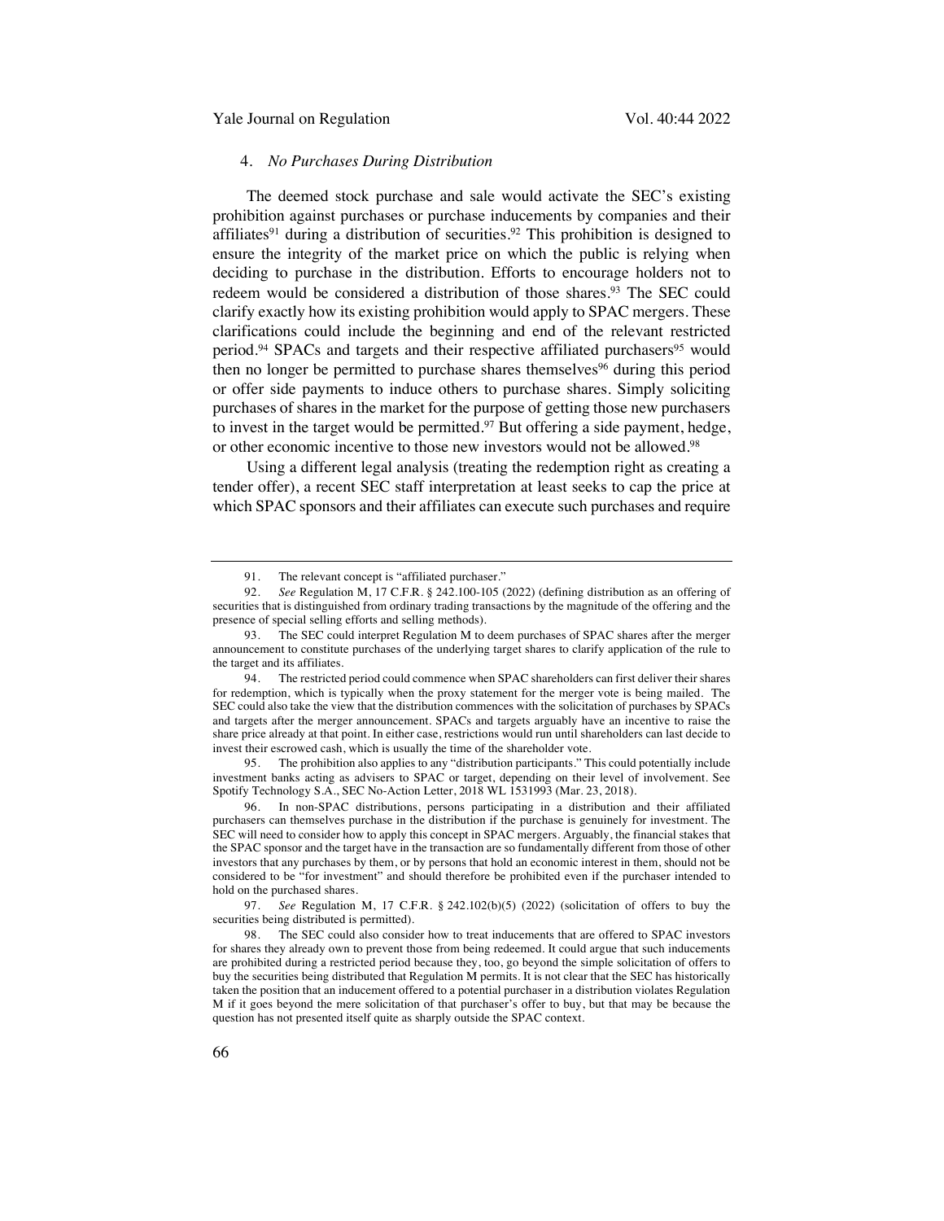#### 4. *No Purchases During Distribution*

The deemed stock purchase and sale would activate the SEC's existing prohibition against purchases or purchase inducements by companies and their affiliates[91] during a distribution of securities.[92] This prohibition is designed to ensure the integrity of the market price on which the public is relying when deciding to purchase in the distribution. Efforts to encourage holders not to redeem would be considered a distribution of those shares.[93] The SEC could clarify exactly how its existing prohibition would apply to SPAC mergers. These clarifications could include the beginning and end of the relevant restricted period.[94] SPACs and targets and their respective affiliated purchasers[95] would then no longer be permitted to purchase shares themselves[96] during this period or offer side payments to induce others to purchase shares. Simply soliciting purchases of shares in the market for the purpose of getting those new purchasers to invest in the target would be permitted.[97] But offering a side payment, hedge, or other economic incentive to those new investors would not be allowed.[98]

Using a different legal analysis (treating the redemption right as creating a tender offer), a recent SEC staff interpretation at least seeks to cap the price at which SPAC sponsors and their affiliates can execute such purchases and require

---

91. The relevant concept is "affiliated purchaser."

92. *See* Regulation M, 17 C.F.R. § 242.100-105 (2022) (defining distribution as an offering of securities that is distinguished from ordinary trading transactions by the magnitude of the offering and the presence of special selling efforts and selling methods).

93. The SEC could interpret Regulation M to deem purchases of SPAC shares after the merger announcement to constitute purchases of the underlying target shares to clarify application of the rule to the target and its affiliates.

94. The restricted period could commence when SPAC shareholders can first deliver their shares for redemption, which is typically when the proxy statement for the merger vote is being mailed. The SEC could also take the view that the distribution commences with the solicitation of purchases by SPACs and targets after the merger announcement. SPACs and targets arguably have an incentive to raise the share price already at that point. In either case, restrictions would run until shareholders can last decide to invest their escrowed cash, which is usually the time of the shareholder vote.

95. The prohibition also applies to any "distribution participants." This could potentially include investment banks acting as advisers to SPAC or target, depending on their level of involvement. See Spotify Technology S.A., SEC No-Action Letter, 2018 WL 1531993 (Mar. 23, 2018).

96. In non-SPAC distributions, persons participating in a distribution and their affiliated purchasers can themselves purchase in the distribution if the purchase is genuinely for investment. The SEC will need to consider how to apply this concept in SPAC mergers. Arguably, the financial stakes that the SPAC sponsor and the target have in the transaction are so fundamentally different from those of other investors that any purchases by them, or by persons that hold an economic interest in them, should not be considered to be "for investment" and should therefore be prohibited even if the purchaser intended to hold on the purchased shares.

97. *See* Regulation M, 17 C.F.R. § 242.102(b)(5) (2022) (solicitation of offers to buy the securities being distributed is permitted).

98. The SEC could also consider how to treat inducements that are offered to SPAC investors for shares they already own to prevent those from being redeemed. It could argue that such inducements are prohibited during a restricted period because they, too, go beyond the simple solicitation of offers to buy the securities being distributed that Regulation M permits. It is not clear that the SEC has historically taken the position that an inducement offered to a potential purchaser in a distribution violates Regulation M if it goes beyond the mere solicitation of that purchaser's offer to buy, but that may be because the question has not presented itself quite as sharply outside the SPAC context.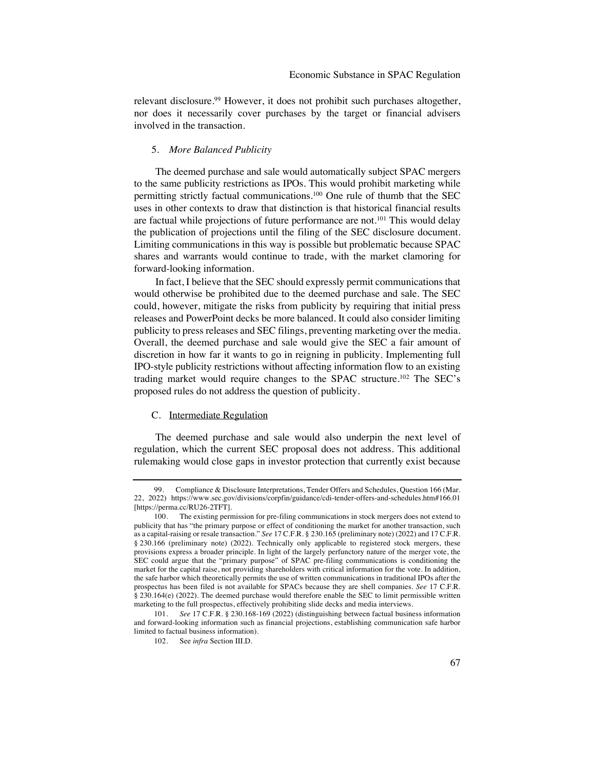relevant disclosure.[99] However, it does not prohibit such purchases altogether, nor does it necessarily cover purchases by the target or financial advisers involved in the transaction.

### 5. *More Balanced Publicity*

The deemed purchase and sale would automatically subject SPAC mergers to the same publicity restrictions as IPOs. This would prohibit marketing while permitting strictly factual communications.[100] One rule of thumb that the SEC uses in other contexts to draw that distinction is that historical financial results are factual while projections of future performance are not.[101] This would delay the publication of projections until the filing of the SEC disclosure document. Limiting communications in this way is possible but problematic because SPAC shares and warrants would continue to trade, with the market clamoring for forward-looking information.

In fact, I believe that the SEC should expressly permit communications that would otherwise be prohibited due to the deemed purchase and sale. The SEC could, however, mitigate the risks from publicity by requiring that initial press releases and PowerPoint decks be more balanced. It could also consider limiting publicity to press releases and SEC filings, preventing marketing over the media. Overall, the deemed purchase and sale would give the SEC a fair amount of discretion in how far it wants to go in reigning in publicity. Implementing full IPO-style publicity restrictions without affecting information flow to an existing trading market would require changes to the SPAC structure.[102] The SEC's proposed rules do not address the question of publicity.

## C. Intermediate Regulation

The deemed purchase and sale would also underpin the next level of regulation, which the current SEC proposal does not address. This additional rulemaking would close gaps in investor protection that currently exist because

---

99. Compliance & Disclosure Interpretations, Tender Offers and Schedules, Question 166 (Mar. 22, 2022) https://www.sec.gov/divisions/corpfin/guidance/cdi-tender-offers-and-schedules.htm#166.01 [https://perma.cc/RU26-2TFT].

100. The existing permission for pre-filing communications in stock mergers does not extend to publicity that has "the primary purpose or effect of conditioning the market for another transaction, such as a capital-raising or resale transaction." *See* 17 C.F.R. § 230.165 (preliminary note) (2022) and 17 C.F.R. § 230.166 (preliminary note) (2022). Technically only applicable to registered stock mergers, these provisions express a broader principle. In light of the largely perfunctory nature of the merger vote, the SEC could argue that the "primary purpose" of SPAC pre-filing communications is conditioning the market for the capital raise, not providing shareholders with critical information for the vote. In addition, the safe harbor which theoretically permits the use of written communications in traditional IPOs after the prospectus has been filed is not available for SPACs because they are shell companies. *See* 17 C.F.R. § 230.164(e) (2022). The deemed purchase would therefore enable the SEC to limit permissible written marketing to the full prospectus, effectively prohibiting slide decks and media interviews.

101. *See* 17 C.F.R. § 230.168-169 (2022) (distinguishing between factual business information and forward-looking information such as financial projections, establishing communication safe harbor limited to factual business information).

102. See *infra* Section III.D.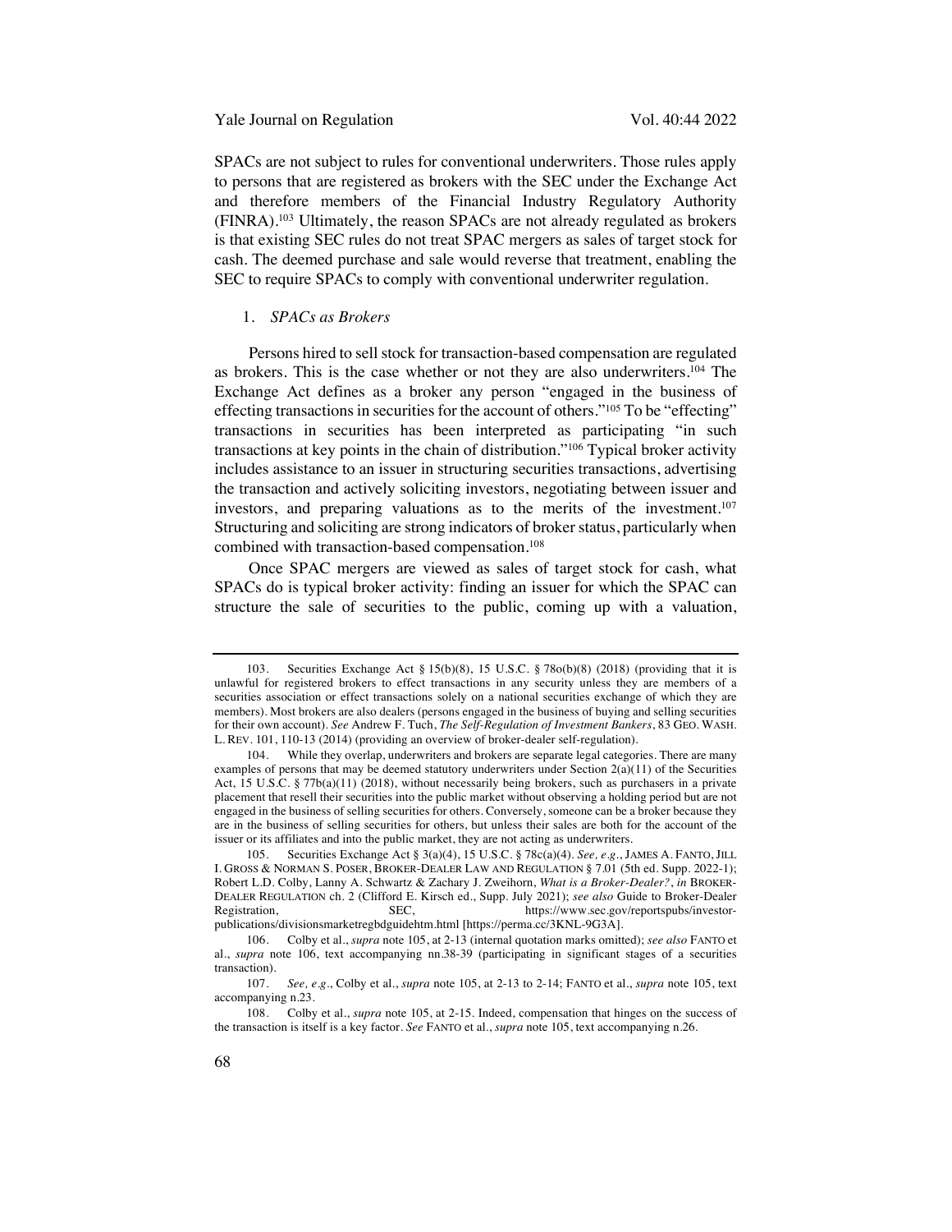SPACs are not subject to rules for conventional underwriters. Those rules apply to persons that are registered as brokers with the SEC under the Exchange Act and therefore members of the Financial Industry Regulatory Authority (FINRA).[103] Ultimately, the reason SPACs are not already regulated as brokers is that existing SEC rules do not treat SPAC mergers as sales of target stock for cash. The deemed purchase and sale would reverse that treatment, enabling the SEC to require SPACs to comply with conventional underwriter regulation.

### 1. *SPACs as Brokers*

Persons hired to sell stock for transaction-based compensation are regulated as brokers. This is the case whether or not they are also underwriters.[104] The Exchange Act defines as a broker any person "engaged in the business of effecting transactions in securities for the account of others."[105] To be "effecting" transactions in securities has been interpreted as participating "in such transactions at key points in the chain of distribution."[106] Typical broker activity includes assistance to an issuer in structuring securities transactions, advertising the transaction and actively soliciting investors, negotiating between issuer and investors, and preparing valuations as to the merits of the investment.[107] Structuring and soliciting are strong indicators of broker status, particularly when combined with transaction-based compensation.[108]

Once SPAC mergers are viewed as sales of target stock for cash, what SPACs do is typical broker activity: finding an issuer for which the SPAC can structure the sale of securities to the public, coming up with a valuation,

---

103. Securities Exchange Act § 15(b)(8), 15 U.S.C. § 78o(b)(8) (2018) (providing that it is unlawful for registered brokers to effect transactions in any security unless they are members of a securities association or effect transactions solely on a national securities exchange of which they are members). Most brokers are also dealers (persons engaged in the business of buying and selling securities for their own account). *See* Andrew F. Tuch, *The Self-Regulation of Investment Bankers*, 83 GEO. WASH. L. REV. 101, 110-13 (2014) (providing an overview of broker-dealer self-regulation).

104. While they overlap, underwriters and brokers are separate legal categories. There are many examples of persons that may be deemed statutory underwriters under Section 2(a)(11) of the Securities Act, 15 U.S.C. § 77b(a)(11) (2018), without necessarily being brokers, such as purchasers in a private placement that resell their securities into the public market without observing a holding period but are not engaged in the business of selling securities for others. Conversely, someone can be a broker because they are in the business of selling securities for others, but unless their sales are both for the account of the issuer or its affiliates and into the public market, they are not acting as underwriters.

105. Securities Exchange Act § 3(a)(4), 15 U.S.C. § 78c(a)(4). *See, e.g.*, JAMES A. FANTO, JILL I. GROSS & NORMAN S. POSER, BROKER-DEALER LAW AND REGULATION § 7.01 (5th ed. Supp. 2022-1); Robert L.D. Colby, Lanny A. Schwartz & Zachary J. Zweihorn, *What is a Broker-Dealer?*, *in* BROKER-DEALER REGULATION ch. 2 (Clifford E. Kirsch ed., Supp. July 2021); *see also* Guide to Broker-Dealer Registration, SEC, https://www.sec.gov/reportspubs/investor-publications/divisionsmarketregbdguidehtm.html [https://perma.cc/3KNL-9G3A].

106. Colby et al., *supra* note 105, at 2-13 (internal quotation marks omitted); *see also* FANTO et al., *supra* note 106, text accompanying nn.38-39 (participating in significant stages of a securities transaction).

107. *See, e.g.*, Colby et al., *supra* note 105, at 2-13 to 2-14; FANTO et al., *supra* note 105, text accompanying n.23.

108. Colby et al., *supra* note 105, at 2-15. Indeed, compensation that hinges on the success of the transaction is itself is a key factor. *See* FANTO et al., *supra* note 105, text accompanying n.26.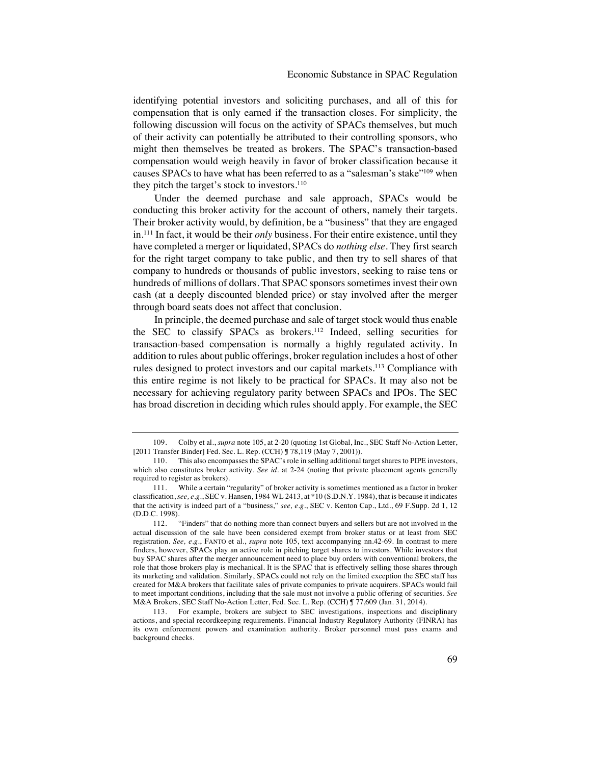identifying potential investors and soliciting purchases, and all of this for compensation that is only earned if the transaction closes. For simplicity, the following discussion will focus on the activity of SPACs themselves, but much of their activity can potentially be attributed to their controlling sponsors, who might then themselves be treated as brokers. The SPAC's transaction-based compensation would weigh heavily in favor of broker classification because it causes SPACs to have what has been referred to as a "salesman's stake"[109] when they pitch the target's stock to investors.[110]

Under the deemed purchase and sale approach, SPACs would be conducting this broker activity for the account of others, namely their targets. Their broker activity would, by definition, be a "business" that they are engaged in.[111] In fact, it would be their *only* business. For their entire existence, until they have completed a merger or liquidated, SPACs do *nothing else*. They first search for the right target company to take public, and then try to sell shares of that company to hundreds or thousands of public investors, seeking to raise tens or hundreds of millions of dollars. That SPAC sponsors sometimes invest their own cash (at a deeply discounted blended price) or stay involved after the merger through board seats does not affect that conclusion.

In principle, the deemed purchase and sale of target stock would thus enable the SEC to classify SPACs as brokers.[112] Indeed, selling securities for transaction-based compensation is normally a highly regulated activity. In addition to rules about public offerings, broker regulation includes a host of other rules designed to protect investors and our capital markets.[113] Compliance with this entire regime is not likely to be practical for SPACs. It may also not be necessary for achieving regulatory parity between SPACs and IPOs. The SEC has broad discretion in deciding which rules should apply. For example, the SEC

---

109. Colby et al., *supra* note 105, at 2-20 (quoting 1st Global, Inc., SEC Staff No-Action Letter, [2011 Transfer Binder] Fed. Sec. L. Rep. (CCH) ¶ 78,119 (May 7, 2001)).

110. This also encompasses the SPAC's role in selling additional target shares to PIPE investors, which also constitutes broker activity. *See id.* at 2-24 (noting that private placement agents generally required to register as brokers).

111. While a certain "regularity" of broker activity is sometimes mentioned as a factor in broker classification, *see, e.g.*, SEC v. Hansen, 1984 WL 2413, at *10 (S.D.N.Y. 1984), that is because it indicates that the activity is indeed part of a "business," *see, e.g.*, SEC v. Kenton Cap., Ltd., 69 F.Supp. 2d 1, 12 (D.D.C. 1998).

112. "Finders" that do nothing more than connect buyers and sellers but are not involved in the actual discussion of the sale have been considered exempt from broker status or at least from SEC registration. *See, e.g.*, FANTO et al., *supra* note 105, text accompanying nn.42-69. In contrast to mere finders, however, SPACs play an active role in pitching target shares to investors. While investors that buy SPAC shares after the merger announcement need to place buy orders with conventional brokers, the role that those brokers play is mechanical. It is the SPAC that is effectively selling those shares through its marketing and validation. Similarly, SPACs could not rely on the limited exception the SEC staff has created for M&A brokers that facilitate sales of private companies to private acquirers. SPACs would fail to meet important conditions, including that the sale must not involve a public offering of securities. *See* M&A Brokers, SEC Staff No-Action Letter, Fed. Sec. L. Rep. (CCH) ¶ 77,609 (Jan. 31, 2014).

113. For example, brokers are subject to SEC investigations, inspections and disciplinary actions, and special recordkeeping requirements. Financial Industry Regulatory Authority (FINRA) has its own enforcement powers and examination authority. Broker personnel must pass exams and background checks.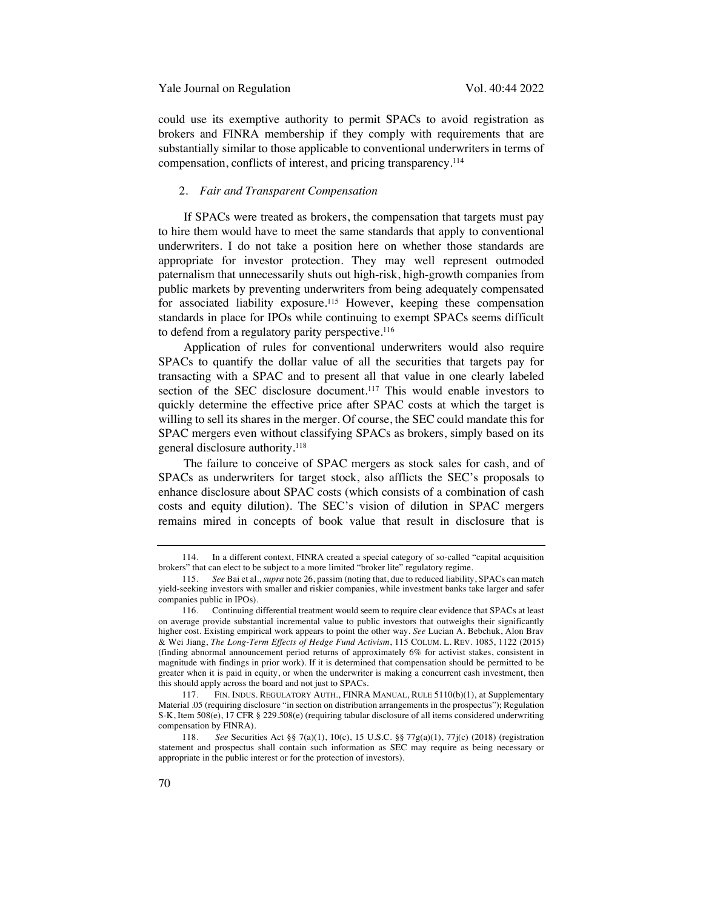could use its exemptive authority to permit SPACs to avoid registration as brokers and FINRA membership if they comply with requirements that are substantially similar to those applicable to conventional underwriters in terms of compensation, conflicts of interest, and pricing transparency.[114]

### 2. *Fair and Transparent Compensation*

If SPACs were treated as brokers, the compensation that targets must pay to hire them would have to meet the same standards that apply to conventional underwriters. I do not take a position here on whether those standards are appropriate for investor protection. They may well represent outmoded paternalism that unnecessarily shuts out high-risk, high-growth companies from public markets by preventing underwriters from being adequately compensated for associated liability exposure.[115] However, keeping these compensation standards in place for IPOs while continuing to exempt SPACs seems difficult to defend from a regulatory parity perspective.[116]

Application of rules for conventional underwriters would also require SPACs to quantify the dollar value of all the securities that targets pay for transacting with a SPAC and to present all that value in one clearly labeled section of the SEC disclosure document.[117] This would enable investors to quickly determine the effective price after SPAC costs at which the target is willing to sell its shares in the merger. Of course, the SEC could mandate this for SPAC mergers even without classifying SPACs as brokers, simply based on its general disclosure authority.[118]

The failure to conceive of SPAC mergers as stock sales for cash, and of SPACs as underwriters for target stock, also afflicts the SEC's proposals to enhance disclosure about SPAC costs (which consists of a combination of cash costs and equity dilution). The SEC's vision of dilution in SPAC mergers remains mired in concepts of book value that result in disclosure that is

---

114. In a different context, FINRA created a special category of so-called "capital acquisition brokers" that can elect to be subject to a more limited "broker lite" regulatory regime.

115. *See* Bai et al., *supra* note 26, passim (noting that, due to reduced liability, SPACs can match yield-seeking investors with smaller and riskier companies, while investment banks take larger and safer companies public in IPOs).

116. Continuing differential treatment would seem to require clear evidence that SPACs at least on average provide substantial incremental value to public investors that outweighs their significantly higher cost. Existing empirical work appears to point the other way. *See* Lucian A. Bebchuk, Alon Brav & Wei Jiang, *The Long-Term Effects of Hedge Fund Activism*, 115 COLUM. L. REV. 1085, 1122 (2015) (finding abnormal announcement period returns of approximately 6% for activist stakes, consistent in magnitude with findings in prior work). If it is determined that compensation should be permitted to be greater when it is paid in equity, or when the underwriter is making a concurrent cash investment, then this should apply across the board and not just to SPACs.

117. FIN. INDUS. REGULATORY AUTH., FINRA MANUAL, RULE 5110(b)(1), at Supplementary Material .05 (requiring disclosure "in section on distribution arrangements in the prospectus"); Regulation S-K, Item 508(e), 17 CFR § 229.508(e) (requiring tabular disclosure of all items considered underwriting compensation by FINRA).

118. *See* Securities Act §§ 7(a)(1), 10(c), 15 U.S.C. §§ 77g(a)(1), 77j(c) (2018) (registration statement and prospectus shall contain such information as SEC may require as being necessary or appropriate in the public interest or for the protection of investors).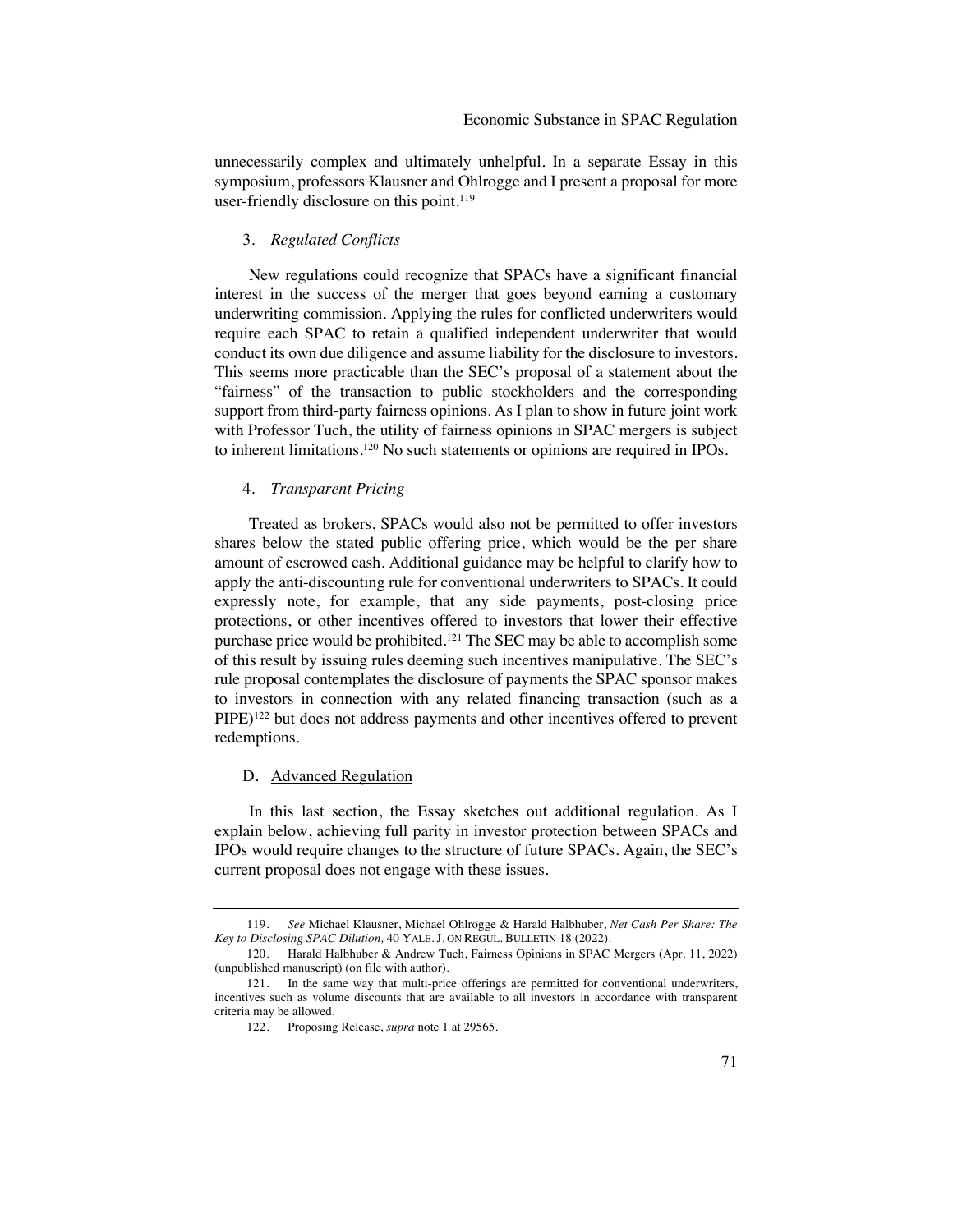unnecessarily complex and ultimately unhelpful. In a separate Essay in this symposium, professors Klausner and Ohlrogge and I present a proposal for more user-friendly disclosure on this point.[119]

### 3. *Regulated Conflicts*

New regulations could recognize that SPACs have a significant financial interest in the success of the merger that goes beyond earning a customary underwriting commission. Applying the rules for conflicted underwriters would require each SPAC to retain a qualified independent underwriter that would conduct its own due diligence and assume liability for the disclosure to investors. This seems more practicable than the SEC's proposal of a statement about the "fairness" of the transaction to public stockholders and the corresponding support from third-party fairness opinions. As I plan to show in future joint work with Professor Tuch, the utility of fairness opinions in SPAC mergers is subject to inherent limitations.[120] No such statements or opinions are required in IPOs.

### 4. *Transparent Pricing*

Treated as brokers, SPACs would also not be permitted to offer investors shares below the stated public offering price, which would be the per share amount of escrowed cash. Additional guidance may be helpful to clarify how to apply the anti-discounting rule for conventional underwriters to SPACs. It could expressly note, for example, that any side payments, post-closing price protections, or other incentives offered to investors that lower their effective purchase price would be prohibited.[121] The SEC may be able to accomplish some of this result by issuing rules deeming such incentives manipulative. The SEC's rule proposal contemplates the disclosure of payments the SPAC sponsor makes to investors in connection with any related financing transaction (such as a PIPE)[122] but does not address payments and other incentives offered to prevent redemptions.

## D. Advanced Regulation

In this last section, the Essay sketches out additional regulation. As I explain below, achieving full parity in investor protection between SPACs and IPOs would require changes to the structure of future SPACs. Again, the SEC's current proposal does not engage with these issues.

---

119. *See* Michael Klausner, Michael Ohlrogge & Harald Halbhuber, *Net Cash Per Share: The Key to Disclosing SPAC Dilution*, 40 YALE. J. ON REGUL. BULLETIN 18 (2022).

120. Harald Halbhuber & Andrew Tuch, Fairness Opinions in SPAC Mergers (Apr. 11, 2022) (unpublished manuscript) (on file with author).

121. In the same way that multi-price offerings are permitted for conventional underwriters, incentives such as volume discounts that are available to all investors in accordance with transparent criteria may be allowed.

122. Proposing Release, *supra* note 1 at 29565.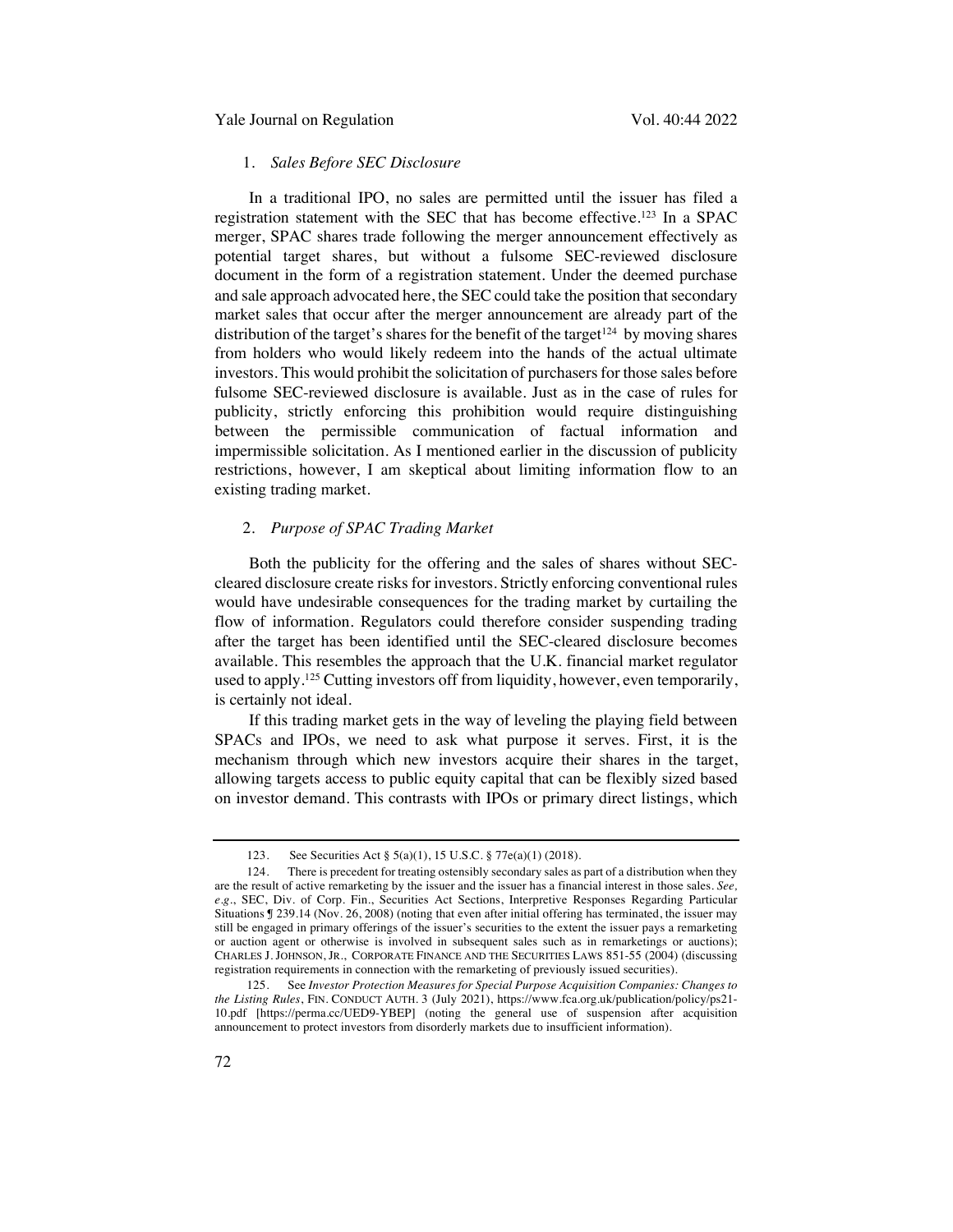### 1. *Sales Before SEC Disclosure*

In a traditional IPO, no sales are permitted until the issuer has filed a registration statement with the SEC that has become effective.[123] In a SPAC merger, SPAC shares trade following the merger announcement effectively as potential target shares, but without a fulsome SEC-reviewed disclosure document in the form of a registration statement. Under the deemed purchase and sale approach advocated here, the SEC could take the position that secondary market sales that occur after the merger announcement are already part of the distribution of the target's shares for the benefit of the target[124] by moving shares from holders who would likely redeem into the hands of the actual ultimate investors. This would prohibit the solicitation of purchasers for those sales before fulsome SEC-reviewed disclosure is available. Just as in the case of rules for publicity, strictly enforcing this prohibition would require distinguishing between the permissible communication of factual information and impermissible solicitation. As I mentioned earlier in the discussion of publicity restrictions, however, I am skeptical about limiting information flow to an existing trading market.

### 2. *Purpose of SPAC Trading Market*

Both the publicity for the offering and the sales of shares without SEC-cleared disclosure create risks for investors. Strictly enforcing conventional rules would have undesirable consequences for the trading market by curtailing the flow of information. Regulators could therefore consider suspending trading after the target has been identified until the SEC-cleared disclosure becomes available. This resembles the approach that the U.K. financial market regulator used to apply.[125] Cutting investors off from liquidity, however, even temporarily, is certainly not ideal.

If this trading market gets in the way of leveling the playing field between SPACs and IPOs, we need to ask what purpose it serves. First, it is the mechanism through which new investors acquire their shares in the target, allowing targets access to public equity capital that can be flexibly sized based on investor demand. This contrasts with IPOs or primary direct listings, which

---

123. See Securities Act § 5(a)(1), 15 U.S.C. § 77e(a)(1) (2018).

124. There is precedent for treating ostensibly secondary sales as part of a distribution when they are the result of active remarketing by the issuer and the issuer has a financial interest in those sales. *See, e.g.*, SEC, Div. of Corp. Fin., Securities Act Sections, Interpretive Responses Regarding Particular Situations ¶ 239.14 (Nov. 26, 2008) (noting that even after initial offering has terminated, the issuer may still be engaged in primary offerings of the issuer's securities to the extent the issuer pays a remarketing or auction agent or otherwise is involved in subsequent sales such as in remarketings or auctions); CHARLES J. JOHNSON, JR., CORPORATE FINANCE AND THE SECURITIES LAWS 851-55 (2004) (discussing registration requirements in connection with the remarketing of previously issued securities).

125. See *Investor Protection Measures for Special Purpose Acquisition Companies: Changes to the Listing Rules*, FIN. CONDUCT AUTH. 3 (July 2021), https://www.fca.org.uk/publication/policy/ps21-10.pdf [https://perma.cc/UED9-YBEP] (noting the general use of suspension after acquisition announcement to protect investors from disorderly markets due to insufficient information).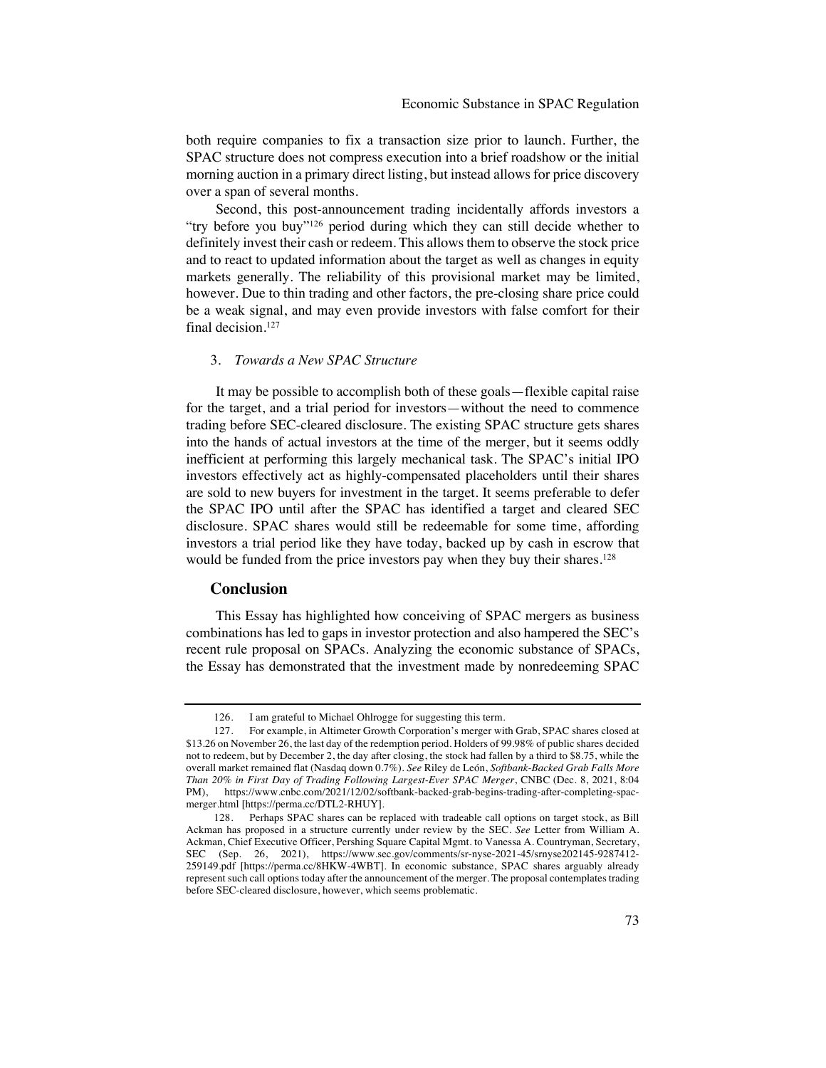both require companies to fix a transaction size prior to launch. Further, the SPAC structure does not compress execution into a brief roadshow or the initial morning auction in a primary direct listing, but instead allows for price discovery over a span of several months.

Second, this post-announcement trading incidentally affords investors a "try before you buy"[126] period during which they can still decide whether to definitely invest their cash or redeem. This allows them to observe the stock price and to react to updated information about the target as well as changes in equity markets generally. The reliability of this provisional market may be limited, however. Due to thin trading and other factors, the pre-closing share price could be a weak signal, and may even provide investors with false comfort for their final decision.[127]

### 3. *Towards a New SPAC Structure*

It may be possible to accomplish both of these goals—flexible capital raise for the target, and a trial period for investors—without the need to commence trading before SEC-cleared disclosure. The existing SPAC structure gets shares into the hands of actual investors at the time of the merger, but it seems oddly inefficient at performing this largely mechanical task. The SPAC's initial IPO investors effectively act as highly-compensated placeholders until their shares are sold to new buyers for investment in the target. It seems preferable to defer the SPAC IPO until after the SPAC has identified a target and cleared SEC disclosure. SPAC shares would still be redeemable for some time, affording investors a trial period like they have today, backed up by cash in escrow that would be funded from the price investors pay when they buy their shares.[128]

## Conclusion

This Essay has highlighted how conceiving of SPAC mergers as business combinations has led to gaps in investor protection and also hampered the SEC's recent rule proposal on SPACs. Analyzing the economic substance of SPACs, the Essay has demonstrated that the investment made by nonredeeming SPAC

---

126. I am grateful to Michael Ohlrogge for suggesting this term.

127. For example, in Altimeter Growth Corporation's merger with Grab, SPAC shares closed at $13.26 on November 26, the last day of the redemption period. Holders of 99.98% of public shares decided not to redeem, but by December 2, the day after closing, the stock had fallen by a third to $8.75, while the overall market remained flat (Nasdaq down 0.7%). *See* Riley de León, *Softbank-Backed Grab Falls More Than 20% in First Day of Trading Following Largest-Ever SPAC Merger*, CNBC (Dec. 8, 2021, 8:04 PM), https://www.cnbc.com/2021/12/02/softbank-backed-grab-begins-trading-after-completing-spac-merger.html [https://perma.cc/DTL2-RHUY].

128. Perhaps SPAC shares can be replaced with tradeable call options on target stock, as Bill Ackman has proposed in a structure currently under review by the SEC. *See* Letter from William A. Ackman, Chief Executive Officer, Pershing Square Capital Mgmt. to Vanessa A. Countryman, Secretary, SEC (Sep. 26, 2021), https://www.sec.gov/comments/sr-nyse-2021-45/srnyse202145-9287412-259149.pdf [https://perma.cc/8HKW-4WBT]. In economic substance, SPAC shares arguably already represent such call options today after the announcement of the merger. The proposal contemplates trading before SEC-cleared disclosure, however, which seems problematic.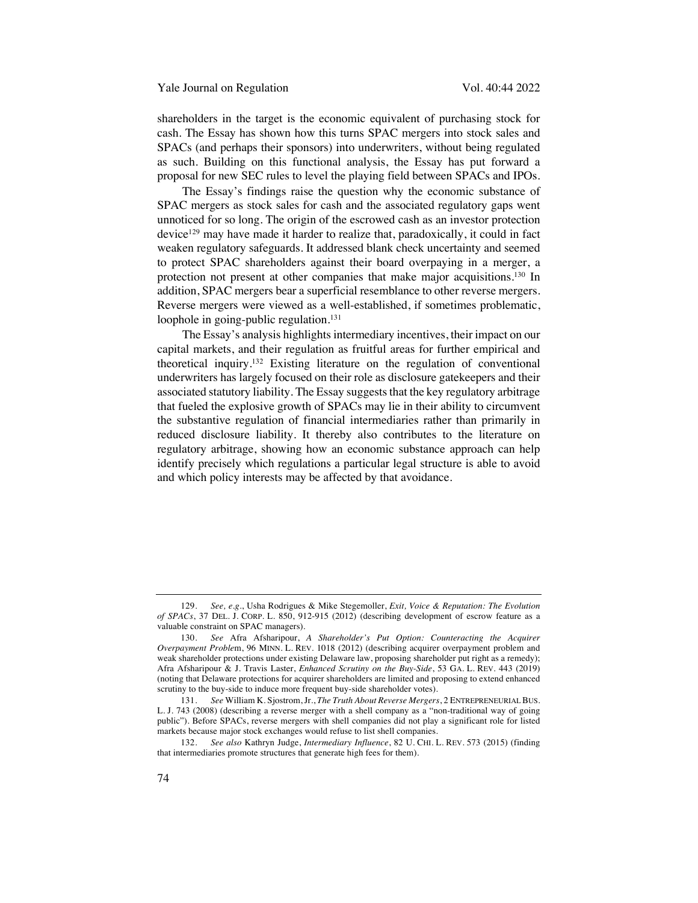shareholders in the target is the economic equivalent of purchasing stock for cash. The Essay has shown how this turns SPAC mergers into stock sales and SPACs (and perhaps their sponsors) into underwriters, without being regulated as such. Building on this functional analysis, the Essay has put forward a proposal for new SEC rules to level the playing field between SPACs and IPOs.

The Essay's findings raise the question why the economic substance of SPAC mergers as stock sales for cash and the associated regulatory gaps went unnoticed for so long. The origin of the escrowed cash as an investor protection device[129] may have made it harder to realize that, paradoxically, it could in fact weaken regulatory safeguards. It addressed blank check uncertainty and seemed to protect SPAC shareholders against their board overpaying in a merger, a protection not present at other companies that make major acquisitions.[130] In addition, SPAC mergers bear a superficial resemblance to other reverse mergers. Reverse mergers were viewed as a well-established, if sometimes problematic, loophole in going-public regulation.[131]

The Essay's analysis highlights intermediary incentives, their impact on our capital markets, and their regulation as fruitful areas for further empirical and theoretical inquiry.[132] Existing literature on the regulation of conventional underwriters has largely focused on their role as disclosure gatekeepers and their associated statutory liability. The Essay suggests that the key regulatory arbitrage that fueled the explosive growth of SPACs may lie in their ability to circumvent the substantive regulation of financial intermediaries rather than primarily in reduced disclosure liability. It thereby also contributes to the literature on regulatory arbitrage, showing how an economic substance approach can help identify precisely which regulations a particular legal structure is able to avoid and which policy interests may be affected by that avoidance.

---

129. *See, e.g.*, Usha Rodrigues & Mike Stegemoller, *Exit, Voice & Reputation: The Evolution of SPACs*, 37 DEL. J. CORP. L. 850, 912-915 (2012) (describing development of escrow feature as a valuable constraint on SPAC managers).

130. *See* Afra Afsharipour, *A Shareholder's Put Option: Counteracting the Acquirer Overpayment Problem*, 96 MINN. L. REV. 1018 (2012) (describing acquirer overpayment problem and weak shareholder protections under existing Delaware law, proposing shareholder put right as a remedy); Afra Afsharipour & J. Travis Laster, *Enhanced Scrutiny on the Buy-Side*, 53 GA. L. REV. 443 (2019) (noting that Delaware protections for acquirer shareholders are limited and proposing to extend enhanced scrutiny to the buy-side to induce more frequent buy-side shareholder votes).

131. *See* William K. Sjostrom, Jr., *The Truth About Reverse Mergers*, 2 ENTREPRENEURIAL BUS. L. J. 743 (2008) (describing a reverse merger with a shell company as a "non-traditional way of going public"). Before SPACs, reverse mergers with shell companies did not play a significant role for listed markets because major stock exchanges would refuse to list shell companies.

132. *See also* Kathryn Judge, *Intermediary Influence*, 82 U. CHI. L. REV. 573 (2015) (finding that intermediaries promote structures that generate high fees for them).